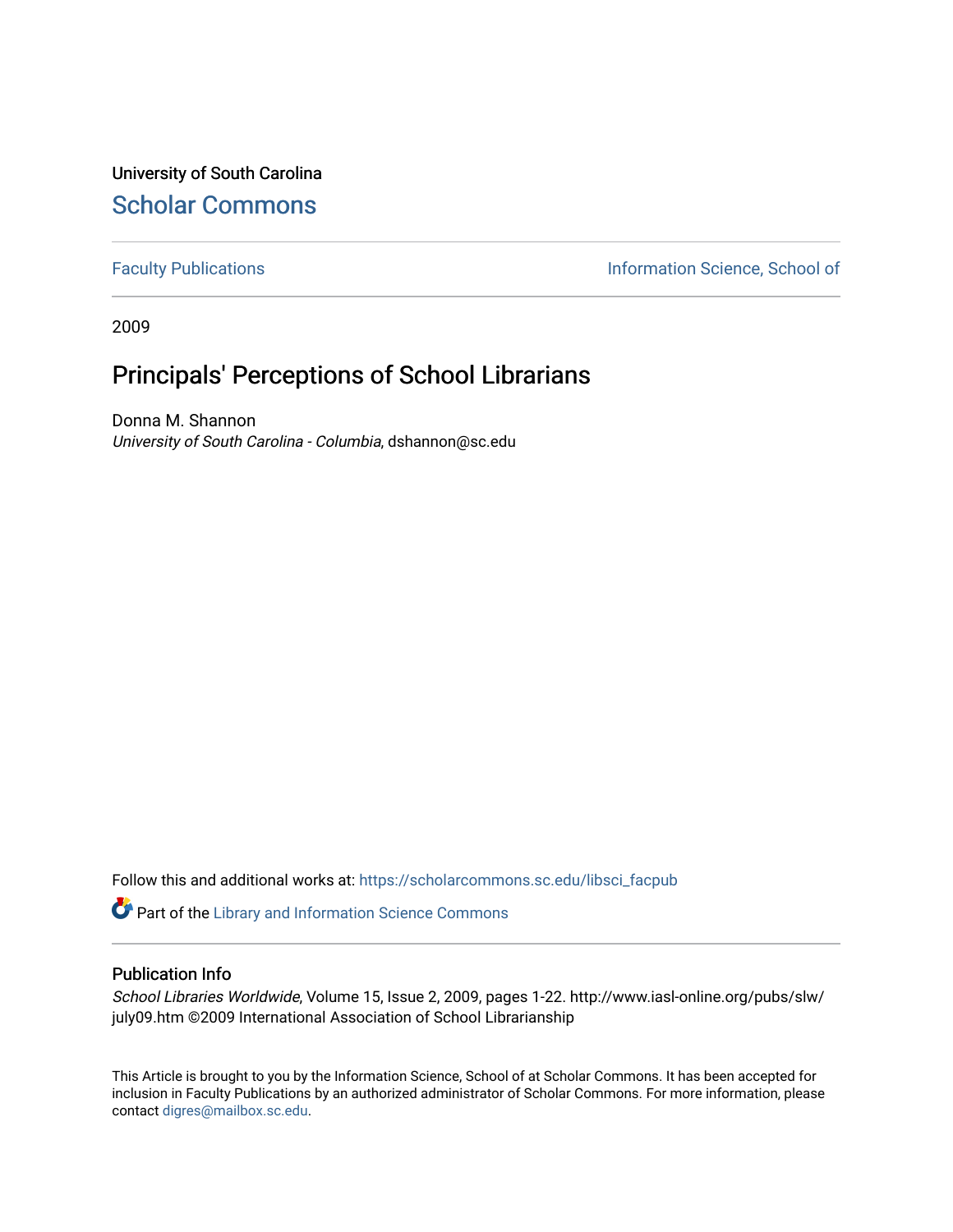University of South Carolina

# Scholar Commons

Faculty Publications | Information Science, School of

2009

# Principals' Perceptions of School Librarians

Donna M. Shannon
*University of South Carolina - Columbia*, dshannon@sc.edu

Follow this and additional works at: https://scholarcommons.sc.edu/libsci_facpub

Part of the Library and Information Science Commons

## Publication Info

*School Libraries Worldwide*, Volume 15, Issue 2, 2009, pages 1-22. http://www.iasl-online.org/pubs/slw/july09.htm ©2009 International Association of School Librarianship

This Article is brought to you by the Information Science, School of at Scholar Commons. It has been accepted for inclusion in Faculty Publications by an authorized administrator of Scholar Commons. For more information, please contact digres@mailbox.sc.edu.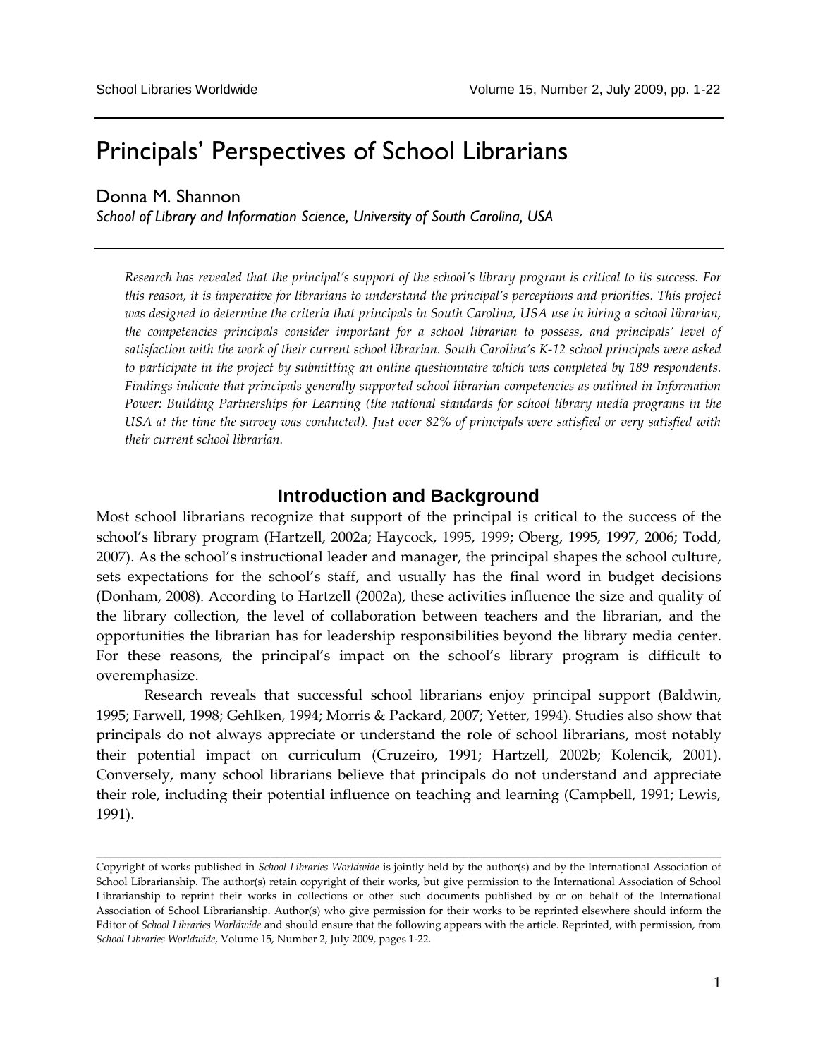# Principals' Perspectives of School Librarians

Donna M. Shannon

*School of Library and Information Science, University of South Carolina, USA*

*Research has revealed that the principal's support of the school's library program is critical to its success. For this reason, it is imperative for librarians to understand the principal's perceptions and priorities. This project was designed to determine the criteria that principals in South Carolina, USA use in hiring a school librarian, the competencies principals consider important for a school librarian to possess, and principals' level of satisfaction with the work of their current school librarian. South Carolina's K-12 school principals were asked to participate in the project by submitting an online questionnaire which was completed by 189 respondents. Findings indicate that principals generally supported school librarian competencies as outlined in Information Power: Building Partnerships for Learning (the national standards for school library media programs in the USA at the time the survey was conducted). Just over 82% of principals were satisfied or very satisfied with their current school librarian.*

## Introduction and Background

Most school librarians recognize that support of the principal is critical to the success of the school's library program (Hartzell, 2002a; Haycock, 1995, 1999; Oberg, 1995, 1997, 2006; Todd, 2007). As the school's instructional leader and manager, the principal shapes the school culture, sets expectations for the school's staff, and usually has the final word in budget decisions (Donham, 2008). According to Hartzell (2002a), these activities influence the size and quality of the library collection, the level of collaboration between teachers and the librarian, and the opportunities the librarian has for leadership responsibilities beyond the library media center. For these reasons, the principal's impact on the school's library program is difficult to overemphasize.

Research reveals that successful school librarians enjoy principal support (Baldwin, 1995; Farwell, 1998; Gehlken, 1994; Morris & Packard, 2007; Yetter, 1994). Studies also show that principals do not always appreciate or understand the role of school librarians, most notably their potential impact on curriculum (Cruzeiro, 1991; Hartzell, 2002b; Kolencik, 2001). Conversely, many school librarians believe that principals do not understand and appreciate their role, including their potential influence on teaching and learning (Campbell, 1991; Lewis, 1991).

---

Copyright of works published in *School Libraries Worldwide* is jointly held by the author(s) and by the International Association of School Librarianship. The author(s) retain copyright of their works, but give permission to the International Association of School Librarianship to reprint their works in collections or other such documents published by or on behalf of the International Association of School Librarianship. Author(s) who give permission for their works to be reprinted elsewhere should inform the Editor of *School Libraries Worldwide* and should ensure that the following appears with the article. Reprinted, with permission, from *School Libraries Worldwide*, Volume 15, Number 2, July 2009, pages 1-22.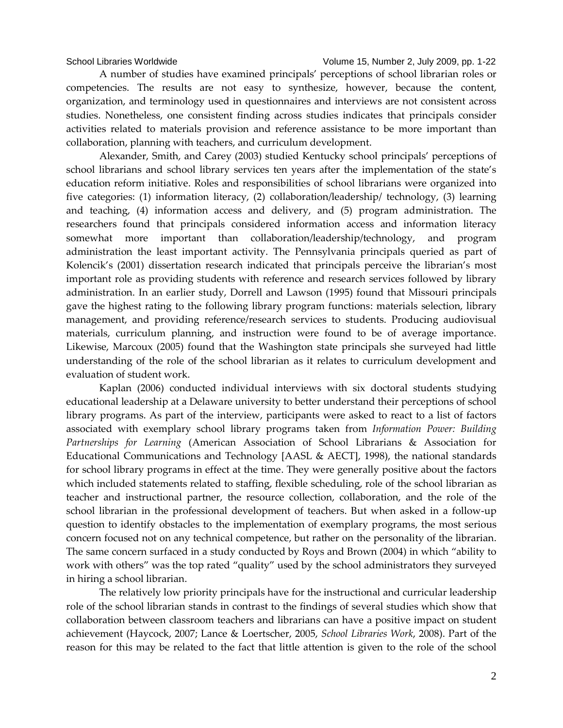A number of studies have examined principals' perceptions of school librarian roles or competencies. The results are not easy to synthesize, however, because the content, organization, and terminology used in questionnaires and interviews are not consistent across studies. Nonetheless, one consistent finding across studies indicates that principals consider activities related to materials provision and reference assistance to be more important than collaboration, planning with teachers, and curriculum development.

Alexander, Smith, and Carey (2003) studied Kentucky school principals' perceptions of school librarians and school library services ten years after the implementation of the state's education reform initiative. Roles and responsibilities of school librarians were organized into five categories: (1) information literacy, (2) collaboration/leadership/ technology, (3) learning and teaching, (4) information access and delivery, and (5) program administration. The researchers found that principals considered information access and information literacy somewhat more important than collaboration/leadership/technology, and program administration the least important activity. The Pennsylvania principals queried as part of Kolencik's (2001) dissertation research indicated that principals perceive the librarian's most important role as providing students with reference and research services followed by library administration. In an earlier study, Dorrell and Lawson (1995) found that Missouri principals gave the highest rating to the following library program functions: materials selection, library management, and providing reference/research services to students. Producing audiovisual materials, curriculum planning, and instruction were found to be of average importance. Likewise, Marcoux (2005) found that the Washington state principals she surveyed had little understanding of the role of the school librarian as it relates to curriculum development and evaluation of student work.

Kaplan (2006) conducted individual interviews with six doctoral students studying educational leadership at a Delaware university to better understand their perceptions of school library programs. As part of the interview, participants were asked to react to a list of factors associated with exemplary school library programs taken from *Information Power: Building Partnerships for Learning* (American Association of School Librarians & Association for Educational Communications and Technology [AASL & AECT], 1998), the national standards for school library programs in effect at the time. They were generally positive about the factors which included statements related to staffing, flexible scheduling, role of the school librarian as teacher and instructional partner, the resource collection, collaboration, and the role of the school librarian in the professional development of teachers. But when asked in a follow-up question to identify obstacles to the implementation of exemplary programs, the most serious concern focused not on any technical competence, but rather on the personality of the librarian. The same concern surfaced in a study conducted by Roys and Brown (2004) in which "ability to work with others" was the top rated "quality" used by the school administrators they surveyed in hiring a school librarian.

The relatively low priority principals have for the instructional and curricular leadership role of the school librarian stands in contrast to the findings of several studies which show that collaboration between classroom teachers and librarians can have a positive impact on student achievement (Haycock, 2007; Lance & Loertscher, 2005, *School Libraries Work*, 2008). Part of the reason for this may be related to the fact that little attention is given to the role of the school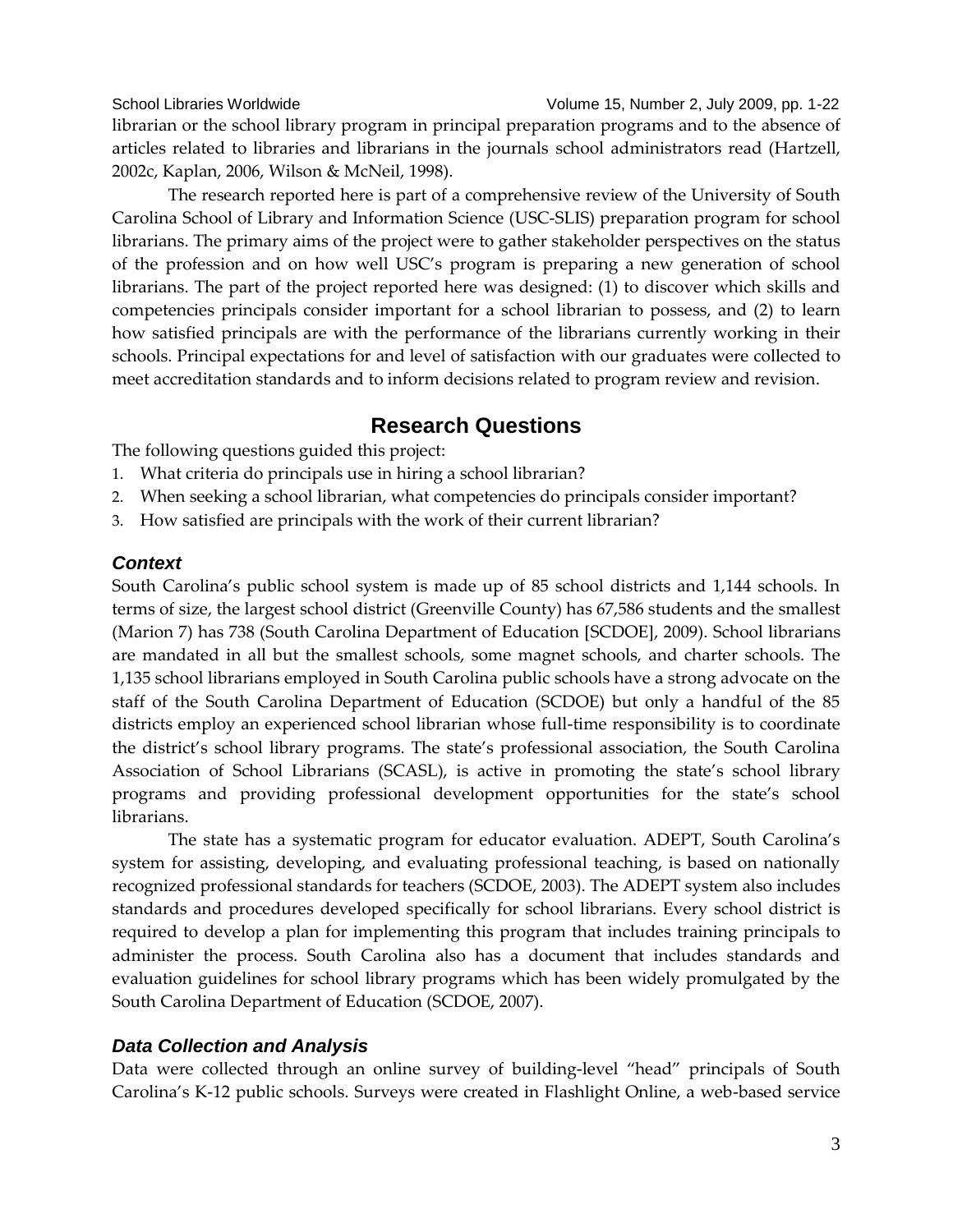librarian or the school library program in principal preparation programs and to the absence of articles related to libraries and librarians in the journals school administrators read (Hartzell, 2002c, Kaplan, 2006, Wilson & McNeil, 1998).

The research reported here is part of a comprehensive review of the University of South Carolina School of Library and Information Science (USC-SLIS) preparation program for school librarians. The primary aims of the project were to gather stakeholder perspectives on the status of the profession and on how well USC's program is preparing a new generation of school librarians. The part of the project reported here was designed: (1) to discover which skills and competencies principals consider important for a school librarian to possess, and (2) to learn how satisfied principals are with the performance of the librarians currently working in their schools. Principal expectations for and level of satisfaction with our graduates were collected to meet accreditation standards and to inform decisions related to program review and revision.

## Research Questions

The following questions guided this project:

1. What criteria do principals use in hiring a school librarian?
2. When seeking a school librarian, what competencies do principals consider important?
3. How satisfied are principals with the work of their current librarian?

### *Context*

South Carolina's public school system is made up of 85 school districts and 1,144 schools. In terms of size, the largest school district (Greenville County) has 67,586 students and the smallest (Marion 7) has 738 (South Carolina Department of Education [SCDOE], 2009). School librarians are mandated in all but the smallest schools, some magnet schools, and charter schools. The 1,135 school librarians employed in South Carolina public schools have a strong advocate on the staff of the South Carolina Department of Education (SCDOE) but only a handful of the 85 districts employ an experienced school librarian whose full-time responsibility is to coordinate the district's school library programs. The state's professional association, the South Carolina Association of School Librarians (SCASL), is active in promoting the state's school library programs and providing professional development opportunities for the state's school librarians.

The state has a systematic program for educator evaluation. ADEPT, South Carolina's system for assisting, developing, and evaluating professional teaching, is based on nationally recognized professional standards for teachers (SCDOE, 2003). The ADEPT system also includes standards and procedures developed specifically for school librarians. Every school district is required to develop a plan for implementing this program that includes training principals to administer the process. South Carolina also has a document that includes standards and evaluation guidelines for school library programs which has been widely promulgated by the South Carolina Department of Education (SCDOE, 2007).

### *Data Collection and Analysis*

Data were collected through an online survey of building-level "head" principals of South Carolina's K-12 public schools. Surveys were created in Flashlight Online, a web-based service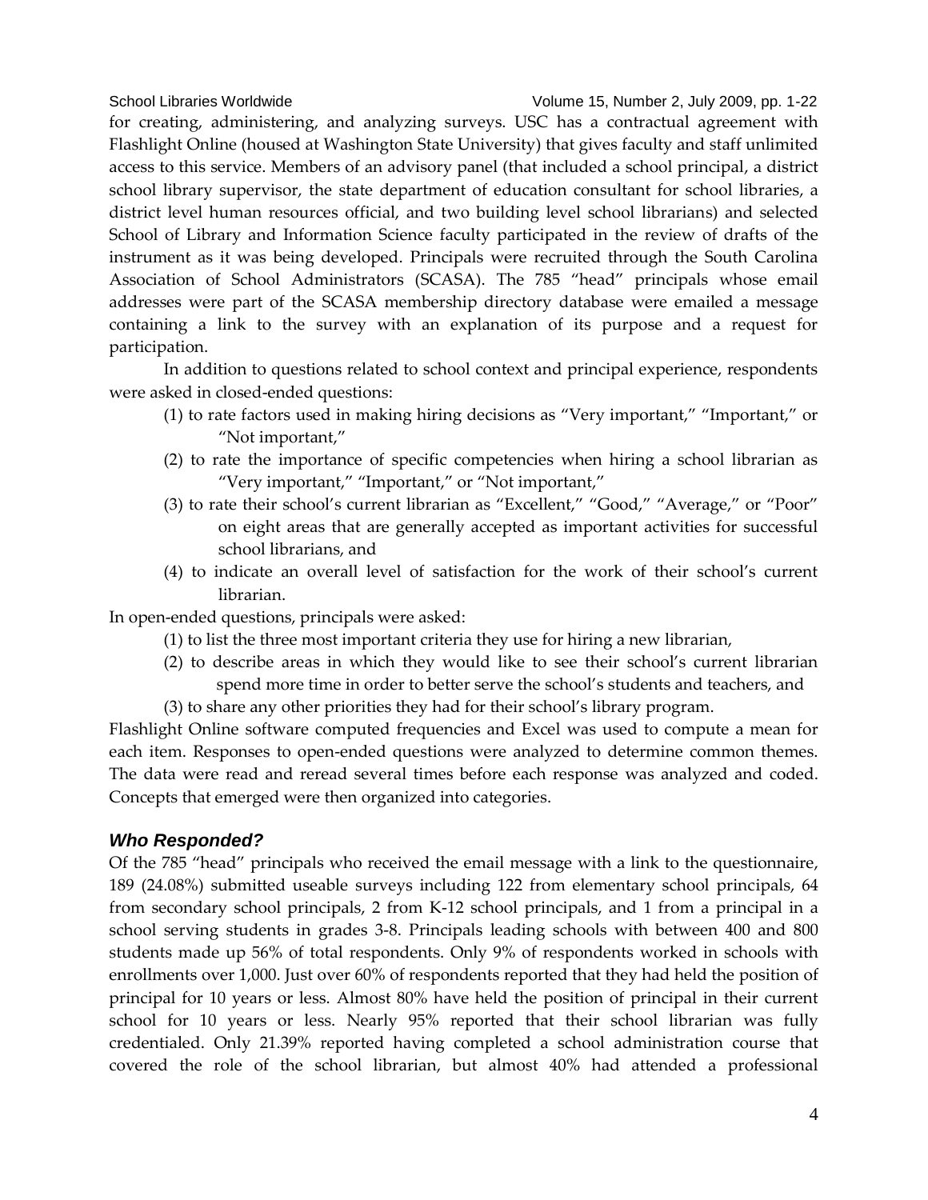for creating, administering, and analyzing surveys. USC has a contractual agreement with Flashlight Online (housed at Washington State University) that gives faculty and staff unlimited access to this service. Members of an advisory panel (that included a school principal, a district school library supervisor, the state department of education consultant for school libraries, a district level human resources official, and two building level school librarians) and selected School of Library and Information Science faculty participated in the review of drafts of the instrument as it was being developed. Principals were recruited through the South Carolina Association of School Administrators (SCASA). The 785 "head" principals whose email addresses were part of the SCASA membership directory database were emailed a message containing a link to the survey with an explanation of its purpose and a request for participation.

In addition to questions related to school context and principal experience, respondents were asked in closed-ended questions:

(1) to rate factors used in making hiring decisions as "Very important," "Important," or "Not important,"

(2) to rate the importance of specific competencies when hiring a school librarian as "Very important," "Important," or "Not important,"

(3) to rate their school's current librarian as "Excellent," "Good," "Average," or "Poor" on eight areas that are generally accepted as important activities for successful school librarians, and

(4) to indicate an overall level of satisfaction for the work of their school's current librarian.

In open-ended questions, principals were asked:

(1) to list the three most important criteria they use for hiring a new librarian,

(2) to describe areas in which they would like to see their school's current librarian spend more time in order to better serve the school's students and teachers, and

(3) to share any other priorities they had for their school's library program.

Flashlight Online software computed frequencies and Excel was used to compute a mean for each item. Responses to open-ended questions were analyzed to determine common themes. The data were read and reread several times before each response was analyzed and coded. Concepts that emerged were then organized into categories.

### *Who Responded?*

Of the 785 "head" principals who received the email message with a link to the questionnaire, 189 (24.08%) submitted useable surveys including 122 from elementary school principals, 64 from secondary school principals, 2 from K-12 school principals, and 1 from a principal in a school serving students in grades 3-8. Principals leading schools with between 400 and 800 students made up 56% of total respondents. Only 9% of respondents worked in schools with enrollments over 1,000. Just over 60% of respondents reported that they had held the position of principal for 10 years or less. Almost 80% have held the position of principal in their current school for 10 years or less. Nearly 95% reported that their school librarian was fully credentialed. Only 21.39% reported having completed a school administration course that covered the role of the school librarian, but almost 40% had attended a professional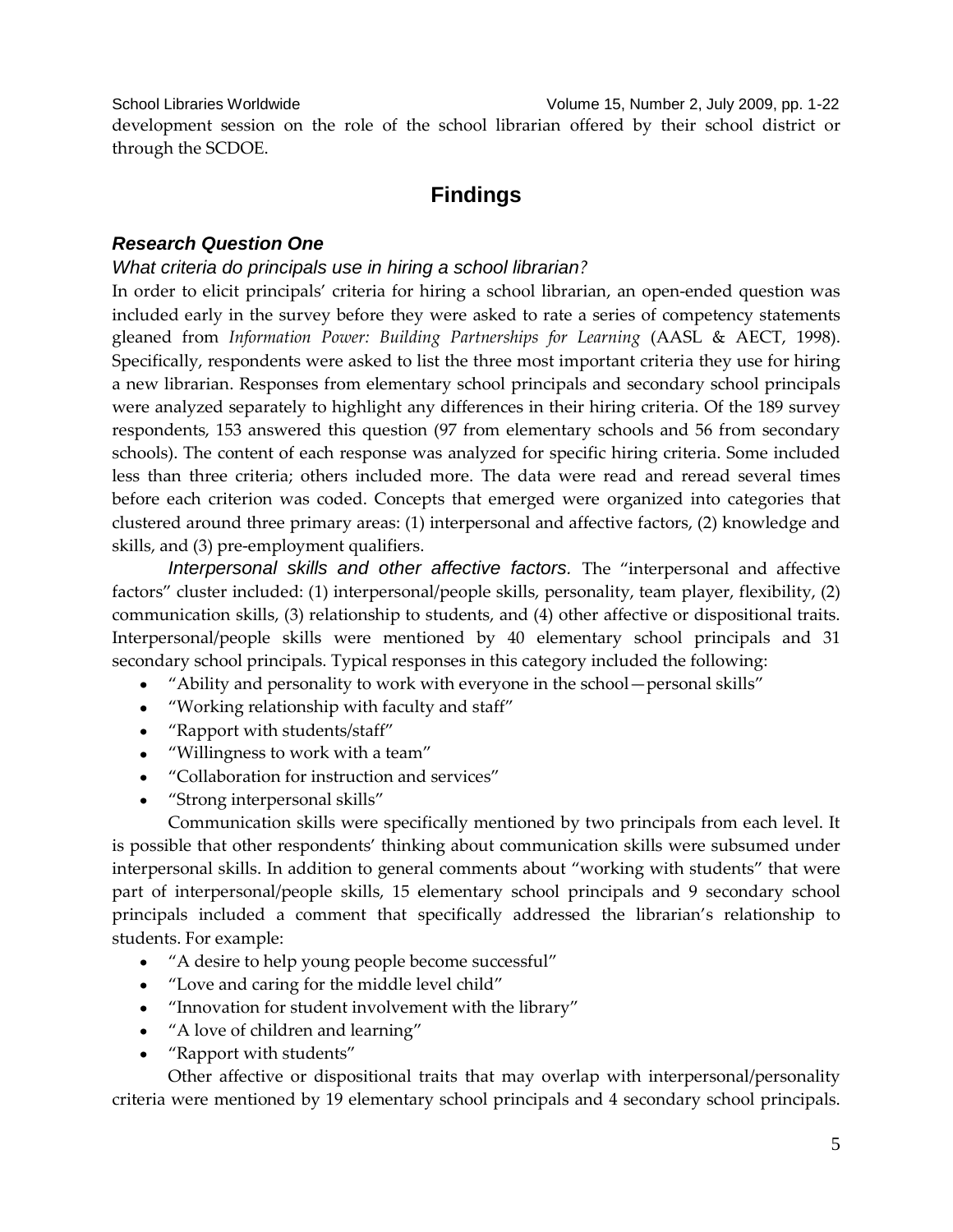development session on the role of the school librarian offered by their school district or through the SCDOE.

# Findings

## Research Question One

### *What criteria do principals use in hiring a school librarian?*

In order to elicit principals' criteria for hiring a school librarian, an open-ended question was included early in the survey before they were asked to rate a series of competency statements gleaned from *Information Power: Building Partnerships for Learning* (AASL & AECT, 1998). Specifically, respondents were asked to list the three most important criteria they use for hiring a new librarian. Responses from elementary school principals and secondary school principals were analyzed separately to highlight any differences in their hiring criteria. Of the 189 survey respondents, 153 answered this question (97 from elementary schools and 56 from secondary schools). The content of each response was analyzed for specific hiring criteria. Some included less than three criteria; others included more. The data were read and reread several times before each criterion was coded. Concepts that emerged were organized into categories that clustered around three primary areas: (1) interpersonal and affective factors, (2) knowledge and skills, and (3) pre-employment qualifiers.

*Interpersonal skills and other affective factors.* The "interpersonal and affective factors" cluster included: (1) interpersonal/people skills, personality, team player, flexibility, (2) communication skills, (3) relationship to students, and (4) other affective or dispositional traits. Interpersonal/people skills were mentioned by 40 elementary school principals and 31 secondary school principals. Typical responses in this category included the following:

- "Ability and personality to work with everyone in the school—personal skills"
- "Working relationship with faculty and staff"
- "Rapport with students/staff"
- "Willingness to work with a team"
- "Collaboration for instruction and services"
- "Strong interpersonal skills"

Communication skills were specifically mentioned by two principals from each level. It is possible that other respondents' thinking about communication skills were subsumed under interpersonal skills. In addition to general comments about "working with students" that were part of interpersonal/people skills, 15 elementary school principals and 9 secondary school principals included a comment that specifically addressed the librarian's relationship to students. For example:

- "A desire to help young people become successful"
- "Love and caring for the middle level child"
- "Innovation for student involvement with the library"
- "A love of children and learning"
- "Rapport with students"

Other affective or dispositional traits that may overlap with interpersonal/personality criteria were mentioned by 19 elementary school principals and 4 secondary school principals.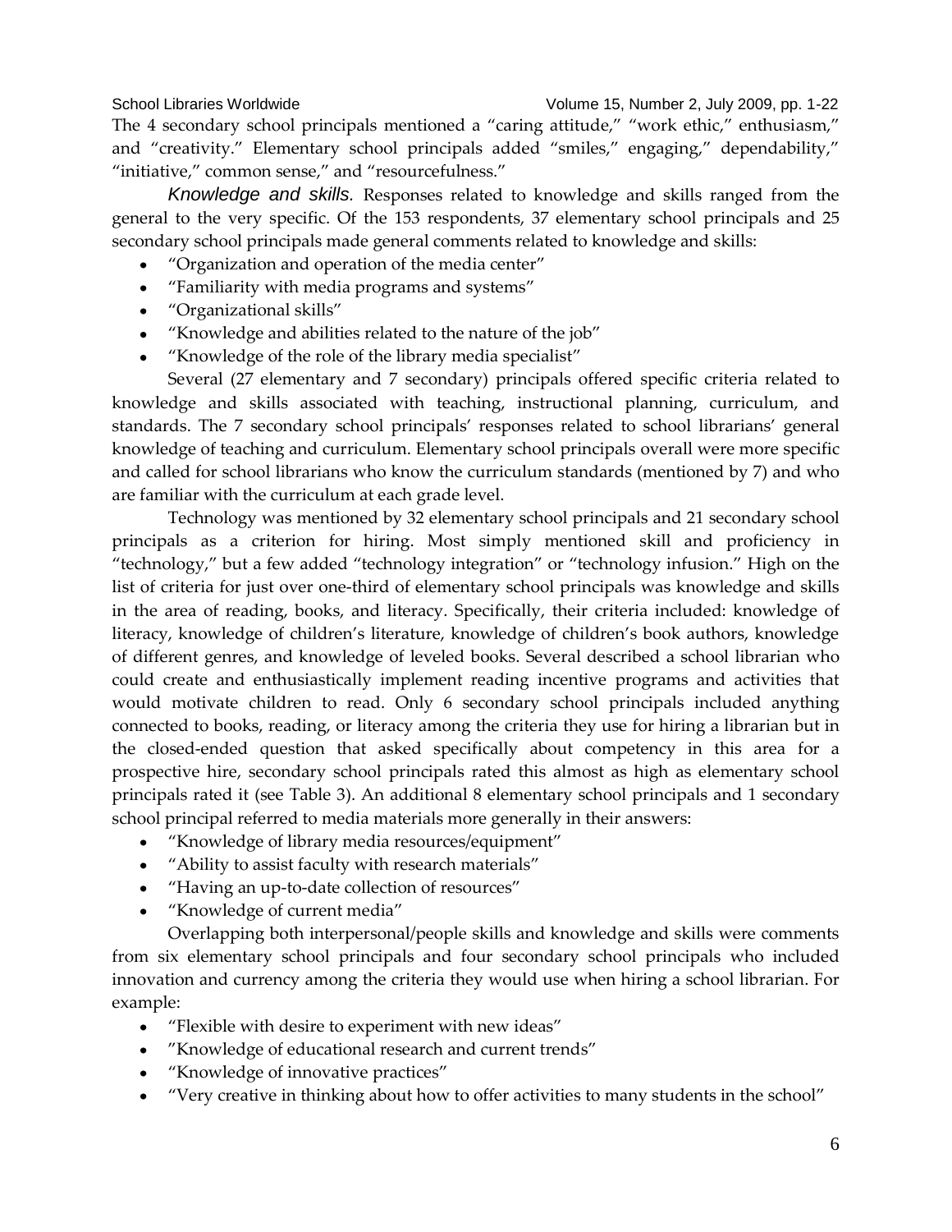The 4 secondary school principals mentioned a "caring attitude," "work ethic," enthusiasm," and "creativity." Elementary school principals added "smiles," engaging," dependability," "initiative," common sense," and "resourcefulness."

*Knowledge and skills.* Responses related to knowledge and skills ranged from the general to the very specific. Of the 153 respondents, 37 elementary school principals and 25 secondary school principals made general comments related to knowledge and skills:

- "Organization and operation of the media center"
- "Familiarity with media programs and systems"
- "Organizational skills"
- "Knowledge and abilities related to the nature of the job"
- "Knowledge of the role of the library media specialist"

Several (27 elementary and 7 secondary) principals offered specific criteria related to knowledge and skills associated with teaching, instructional planning, curriculum, and standards. The 7 secondary school principals' responses related to school librarians' general knowledge of teaching and curriculum. Elementary school principals overall were more specific and called for school librarians who know the curriculum standards (mentioned by 7) and who are familiar with the curriculum at each grade level.

Technology was mentioned by 32 elementary school principals and 21 secondary school principals as a criterion for hiring. Most simply mentioned skill and proficiency in "technology," but a few added "technology integration" or "technology infusion." High on the list of criteria for just over one-third of elementary school principals was knowledge and skills in the area of reading, books, and literacy. Specifically, their criteria included: knowledge of literacy, knowledge of children's literature, knowledge of children's book authors, knowledge of different genres, and knowledge of leveled books. Several described a school librarian who could create and enthusiastically implement reading incentive programs and activities that would motivate children to read. Only 6 secondary school principals included anything connected to books, reading, or literacy among the criteria they use for hiring a librarian but in the closed-ended question that asked specifically about competency in this area for a prospective hire, secondary school principals rated this almost as high as elementary school principals rated it (see Table 3). An additional 8 elementary school principals and 1 secondary school principal referred to media materials more generally in their answers:

- "Knowledge of library media resources/equipment"
- "Ability to assist faculty with research materials"
- "Having an up-to-date collection of resources"
- "Knowledge of current media"

Overlapping both interpersonal/people skills and knowledge and skills were comments from six elementary school principals and four secondary school principals who included innovation and currency among the criteria they would use when hiring a school librarian. For example:

- "Flexible with desire to experiment with new ideas"
- "Knowledge of educational research and current trends"
- "Knowledge of innovative practices"
- "Very creative in thinking about how to offer activities to many students in the school"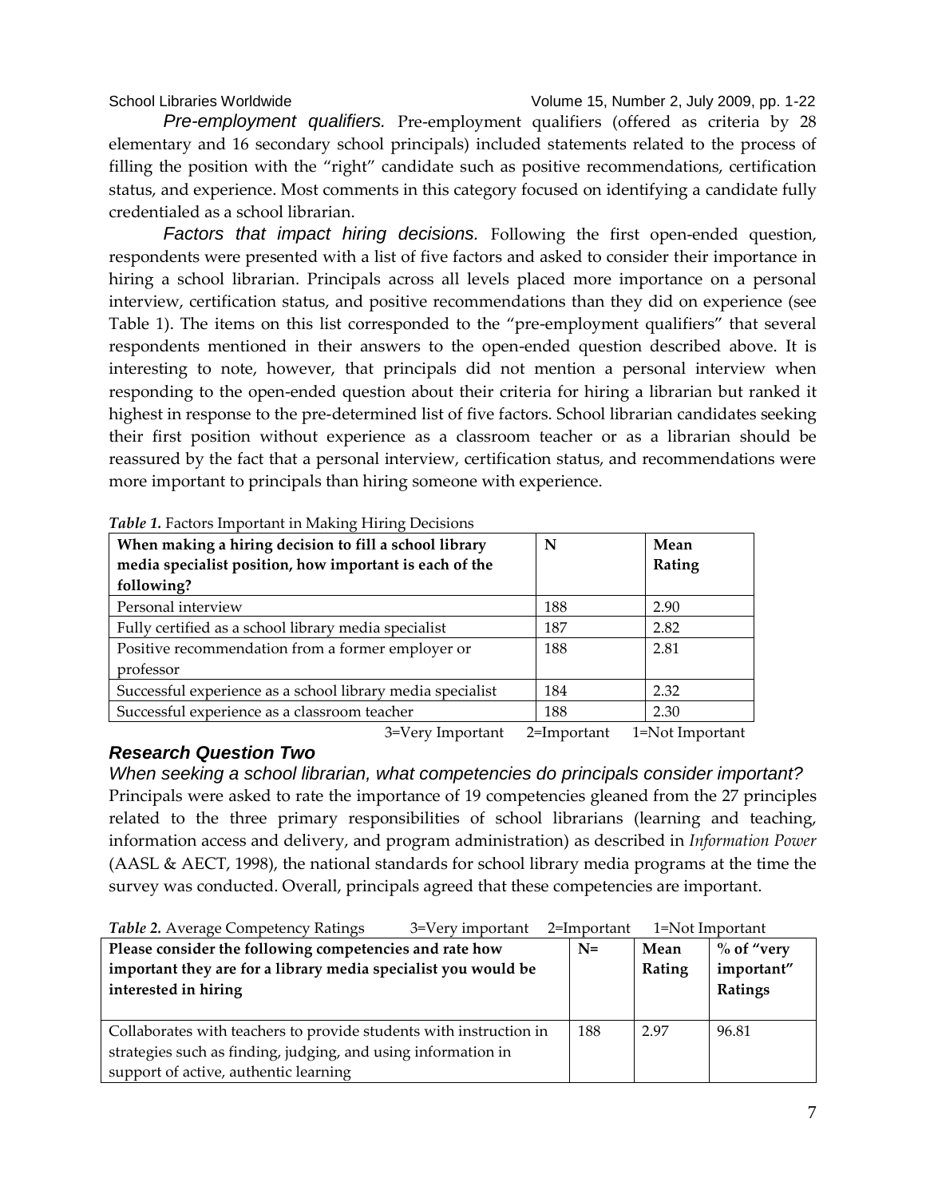*Pre-employment qualifiers.* Pre-employment qualifiers (offered as criteria by 28 elementary and 16 secondary school principals) included statements related to the process of filling the position with the "right" candidate such as positive recommendations, certification status, and experience. Most comments in this category focused on identifying a candidate fully credentialed as a school librarian.

*Factors that impact hiring decisions.* Following the first open-ended question, respondents were presented with a list of five factors and asked to consider their importance in hiring a school librarian. Principals across all levels placed more importance on a personal interview, certification status, and positive recommendations than they did on experience (see Table 1). The items on this list corresponded to the "pre-employment qualifiers" that several respondents mentioned in their answers to the open-ended question described above. It is interesting to note, however, that principals did not mention a personal interview when responding to the open-ended question about their criteria for hiring a librarian but ranked it highest in response to the pre-determined list of five factors. School librarian candidates seeking their first position without experience as a classroom teacher or as a librarian should be reassured by the fact that a personal interview, certification status, and recommendations were more important to principals than hiring someone with experience.

***Table 1.*** Factors Important in Making Hiring Decisions

| When making a hiring decision to fill a school library media specialist position, how important is each of the following? | N | Mean Rating |
|---|---|---|
| Personal interview | 188 | 2.90 |
| Fully certified as a school library media specialist | 187 | 2.82 |
| Positive recommendation from a former employer or professor | 188 | 2.81 |
| Successful experience as a school library media specialist | 184 | 2.32 |
| Successful experience as a classroom teacher | 188 | 2.30 |

3=Very Important 2=Important 1=Not Important

### Research Question Two

*When seeking a school librarian, what competencies do principals consider important?*

Principals were asked to rate the importance of 19 competencies gleaned from the 27 principles related to the three primary responsibilities of school librarians (learning and teaching, information access and delivery, and program administration) as described in *Information Power* (AASL & AECT, 1998), the national standards for school library media programs at the time the survey was conducted. Overall, principals agreed that these competencies are important.

***Table 2.*** Average Competency Ratings 3=Very important 2=Important 1=Not Important

| Please consider the following competencies and rate how important they are for a library media specialist you would be interested in hiring | N= | Mean Rating | % of "very important" Ratings |
|---|---|---|---|
| Collaborates with teachers to provide students with instruction in strategies such as finding, judging, and using information in support of active, authentic learning | 188 | 2.97 | 96.81 |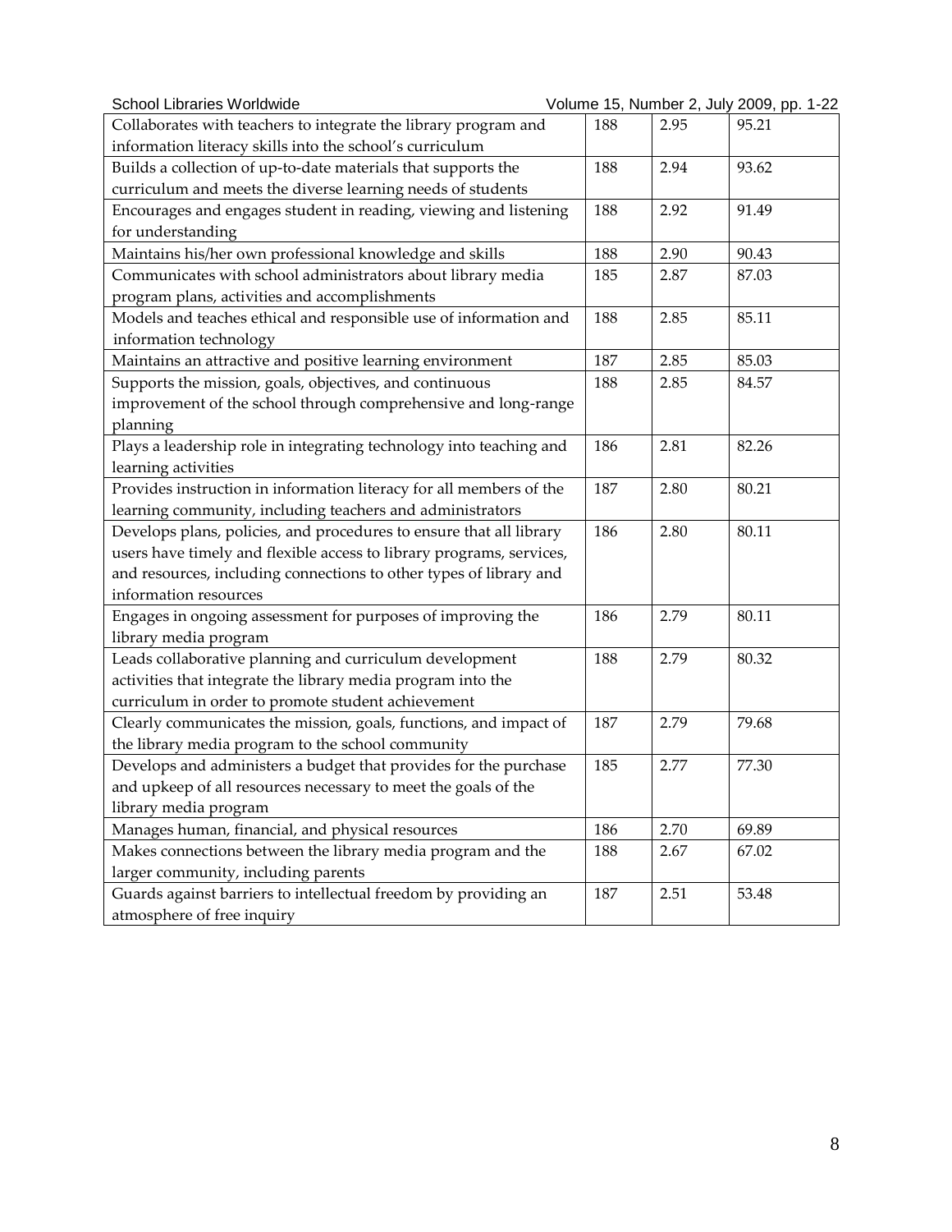| | | | |
|---|---|---|---|
| Collaborates with teachers to integrate the library program and information literacy skills into the school's curriculum | 188 | 2.95 | 95.21 |
| Builds a collection of up-to-date materials that supports the curriculum and meets the diverse learning needs of students | 188 | 2.94 | 93.62 |
| Encourages and engages student in reading, viewing and listening for understanding | 188 | 2.92 | 91.49 |
| Maintains his/her own professional knowledge and skills | 188 | 2.90 | 90.43 |
| Communicates with school administrators about library media program plans, activities and accomplishments | 185 | 2.87 | 87.03 |
| Models and teaches ethical and responsible use of information and information technology | 188 | 2.85 | 85.11 |
| Maintains an attractive and positive learning environment | 187 | 2.85 | 85.03 |
| Supports the mission, goals, objectives, and continuous improvement of the school through comprehensive and long-range planning | 188 | 2.85 | 84.57 |
| Plays a leadership role in integrating technology into teaching and learning activities | 186 | 2.81 | 82.26 |
| Provides instruction in information literacy for all members of the learning community, including teachers and administrators | 187 | 2.80 | 80.21 |
| Develops plans, policies, and procedures to ensure that all library users have timely and flexible access to library programs, services, and resources, including connections to other types of library and information resources | 186 | 2.80 | 80.11 |
| Engages in ongoing assessment for purposes of improving the library media program | 186 | 2.79 | 80.11 |
| Leads collaborative planning and curriculum development activities that integrate the library media program into the curriculum in order to promote student achievement | 188 | 2.79 | 80.32 |
| Clearly communicates the mission, goals, functions, and impact of the library media program to the school community | 187 | 2.79 | 79.68 |
| Develops and administers a budget that provides for the purchase and upkeep of all resources necessary to meet the goals of the library media program | 185 | 2.77 | 77.30 |
| Manages human, financial, and physical resources | 186 | 2.70 | 69.89 |
| Makes connections between the library media program and the larger community, including parents | 188 | 2.67 | 67.02 |
| Guards against barriers to intellectual freedom by providing an atmosphere of free inquiry | 187 | 2.51 | 53.48 |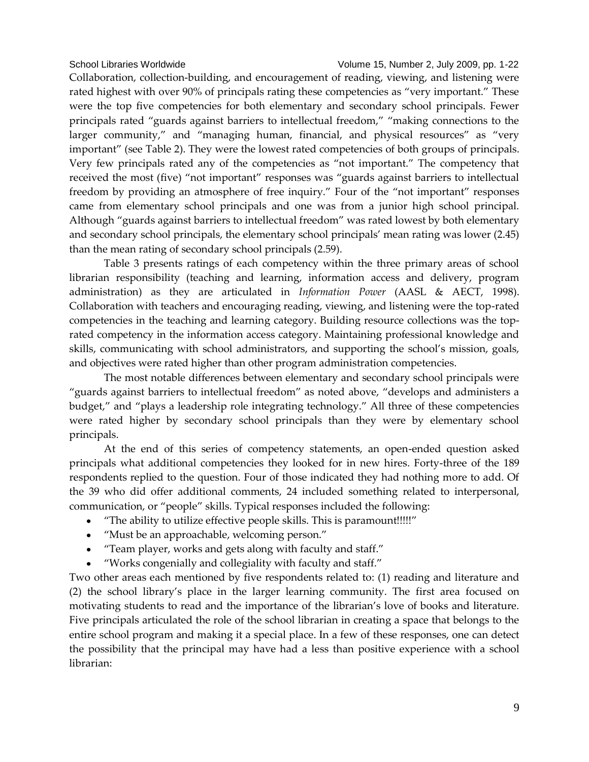Collaboration, collection-building, and encouragement of reading, viewing, and listening were rated highest with over 90% of principals rating these competencies as "very important." These were the top five competencies for both elementary and secondary school principals. Fewer principals rated "guards against barriers to intellectual freedom," "making connections to the larger community," and "managing human, financial, and physical resources" as "very important" (see Table 2). They were the lowest rated competencies of both groups of principals. Very few principals rated any of the competencies as "not important." The competency that received the most (five) "not important" responses was "guards against barriers to intellectual freedom by providing an atmosphere of free inquiry." Four of the "not important" responses came from elementary school principals and one was from a junior high school principal. Although "guards against barriers to intellectual freedom" was rated lowest by both elementary and secondary school principals, the elementary school principals' mean rating was lower (2.45) than the mean rating of secondary school principals (2.59).

Table 3 presents ratings of each competency within the three primary areas of school librarian responsibility (teaching and learning, information access and delivery, program administration) as they are articulated in *Information Power* (AASL & AECT, 1998). Collaboration with teachers and encouraging reading, viewing, and listening were the top-rated competencies in the teaching and learning category. Building resource collections was the top-rated competency in the information access category. Maintaining professional knowledge and skills, communicating with school administrators, and supporting the school's mission, goals, and objectives were rated higher than other program administration competencies.

The most notable differences between elementary and secondary school principals were "guards against barriers to intellectual freedom" as noted above, "develops and administers a budget," and "plays a leadership role integrating technology." All three of these competencies were rated higher by secondary school principals than they were by elementary school principals.

At the end of this series of competency statements, an open-ended question asked principals what additional competencies they looked for in new hires. Forty-three of the 189 respondents replied to the question. Four of those indicated they had nothing more to add. Of the 39 who did offer additional comments, 24 included something related to interpersonal, communication, or "people" skills. Typical responses included the following:

- "The ability to utilize effective people skills. This is paramount!!!!!"
- "Must be an approachable, welcoming person."
- "Team player, works and gets along with faculty and staff."
- "Works congenially and collegiality with faculty and staff."

Two other areas each mentioned by five respondents related to: (1) reading and literature and (2) the school library's place in the larger learning community. The first area focused on motivating students to read and the importance of the librarian's love of books and literature. Five principals articulated the role of the school librarian in creating a space that belongs to the entire school program and making it a special place. In a few of these responses, one can detect the possibility that the principal may have had a less than positive experience with a school librarian: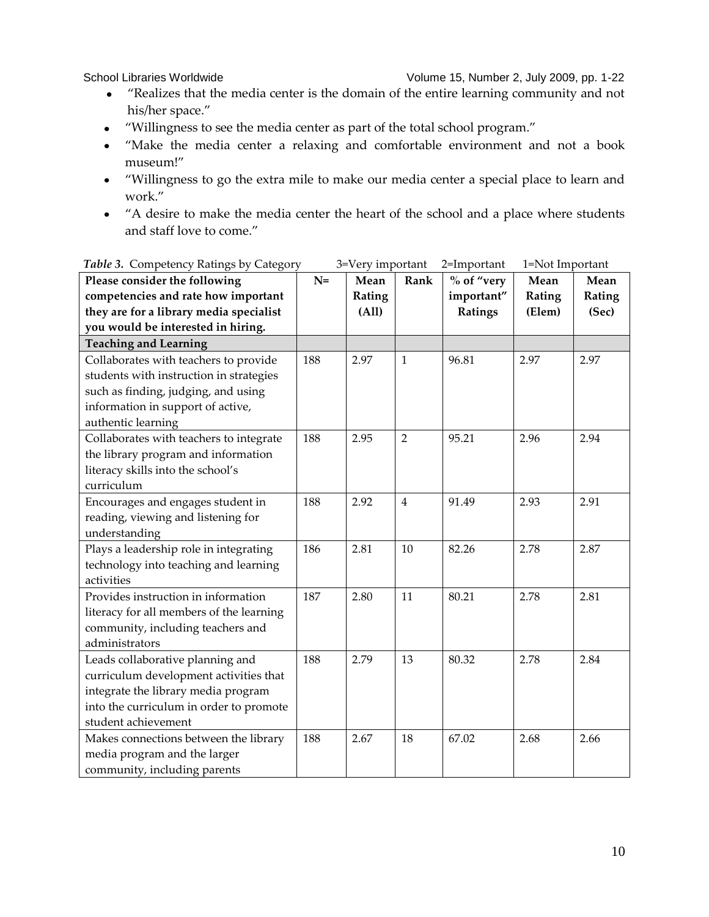- "Realizes that the media center is the domain of the entire learning community and not his/her space."
- "Willingness to see the media center as part of the total school program."
- "Make the media center a relaxing and comfortable environment and not a book museum!"
- "Willingness to go the extra mile to make our media center a special place to learn and work."
- "A desire to make the media center the heart of the school and a place where students and staff love to come."

***Table 3.*** Competency Ratings by Category 3=Very important 2=Important 1=Not Important

| **Please consider the following competencies and rate how important they are for a library media specialist you would be interested in hiring.** | **N=** | **Mean Rating (All)** | **Rank** | **% of "very important" Ratings** | **Mean Rating (Elem)** | **Mean Rating (Sec)** |
|---|---|---|---|---|---|---|
| **Teaching and Learning** | | | | | | |
| Collaborates with teachers to provide students with instruction in strategies such as finding, judging, and using information in support of active, authentic learning | 188 | 2.97 | 1 | 96.81 | 2.97 | 2.97 |
| Collaborates with teachers to integrate the library program and information literacy skills into the school's curriculum | 188 | 2.95 | 2 | 95.21 | 2.96 | 2.94 |
| Encourages and engages student in reading, viewing and listening for understanding | 188 | 2.92 | 4 | 91.49 | 2.93 | 2.91 |
| Plays a leadership role in integrating technology into teaching and learning activities | 186 | 2.81 | 10 | 82.26 | 2.78 | 2.87 |
| Provides instruction in information literacy for all members of the learning community, including teachers and administrators | 187 | 2.80 | 11 | 80.21 | 2.78 | 2.81 |
| Leads collaborative planning and curriculum development activities that integrate the library media program into the curriculum in order to promote student achievement | 188 | 2.79 | 13 | 80.32 | 2.78 | 2.84 |
| Makes connections between the library media program and the larger community, including parents | 188 | 2.67 | 18 | 67.02 | 2.68 | 2.66 |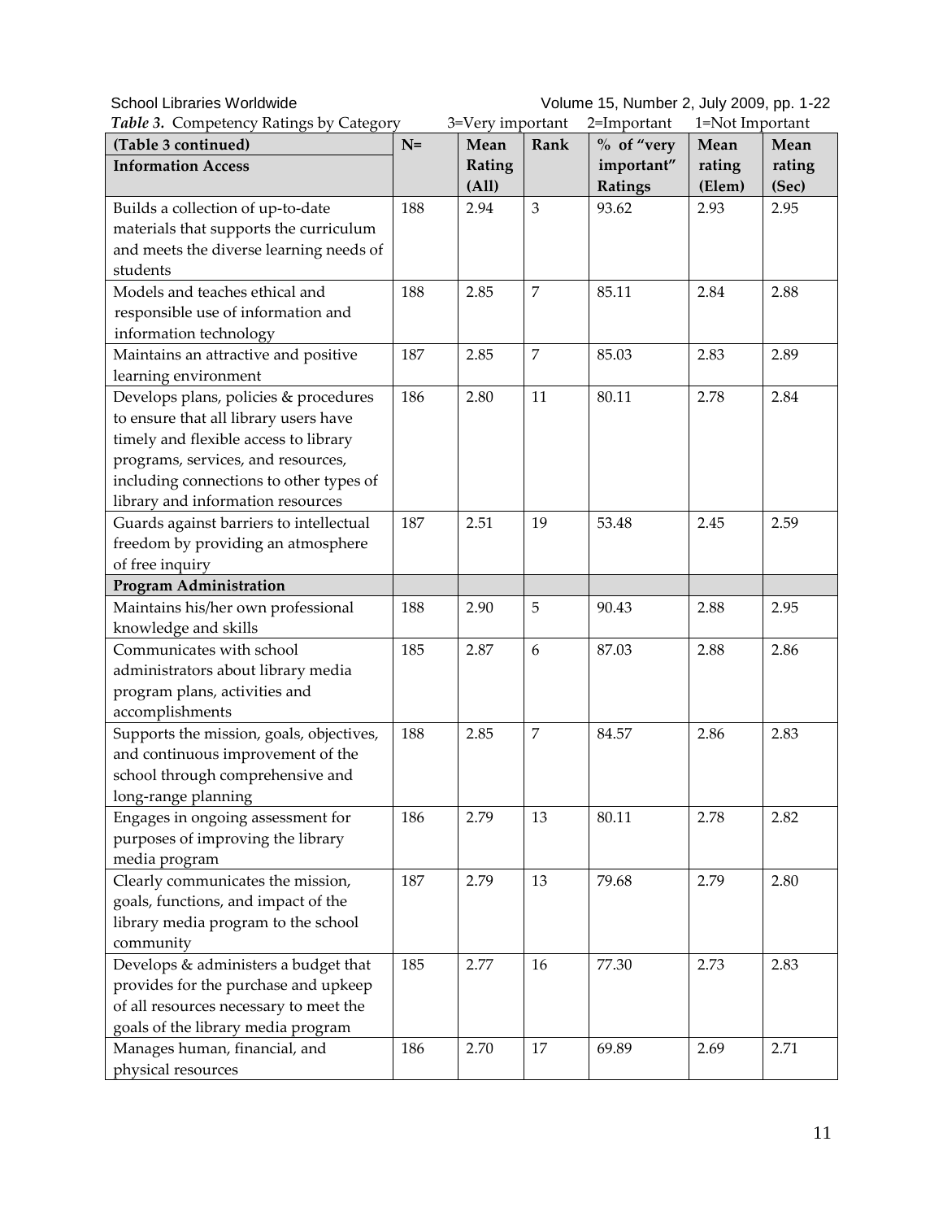*Table 3.* Competency Ratings by Category 3=Very important 2=Important 1=Not Important

| (Table 3 continued) Information Access | N= | Mean Rating (All) | Rank | % of "very important" Ratings | Mean rating (Elem) | Mean rating (Sec) |
|---|---|---|---|---|---|---|
| Builds a collection of up-to-date materials that supports the curriculum and meets the diverse learning needs of students | 188 | 2.94 | 3 | 93.62 | 2.93 | 2.95 |
| Models and teaches ethical and responsible use of information and information technology | 188 | 2.85 | 7 | 85.11 | 2.84 | 2.88 |
| Maintains an attractive and positive learning environment | 187 | 2.85 | 7 | 85.03 | 2.83 | 2.89 |
| Develops plans, policies & procedures to ensure that all library users have timely and flexible access to library programs, services, and resources, including connections to other types of library and information resources | 186 | 2.80 | 11 | 80.11 | 2.78 | 2.84 |
| Guards against barriers to intellectual freedom by providing an atmosphere of free inquiry | 187 | 2.51 | 19 | 53.48 | 2.45 | 2.59 |
| **Program Administration** | | | | | | |
| Maintains his/her own professional knowledge and skills | 188 | 2.90 | 5 | 90.43 | 2.88 | 2.95 |
| Communicates with school administrators about library media program plans, activities and accomplishments | 185 | 2.87 | 6 | 87.03 | 2.88 | 2.86 |
| Supports the mission, goals, objectives, and continuous improvement of the school through comprehensive and long-range planning | 188 | 2.85 | 7 | 84.57 | 2.86 | 2.83 |
| Engages in ongoing assessment for purposes of improving the library media program | 186 | 2.79 | 13 | 80.11 | 2.78 | 2.82 |
| Clearly communicates the mission, goals, functions, and impact of the library media program to the school community | 187 | 2.79 | 13 | 79.68 | 2.79 | 2.80 |
| Develops & administers a budget that provides for the purchase and upkeep of all resources necessary to meet the goals of the library media program | 185 | 2.77 | 16 | 77.30 | 2.73 | 2.83 |
| Manages human, financial, and physical resources | 186 | 2.70 | 17 | 69.89 | 2.69 | 2.71 |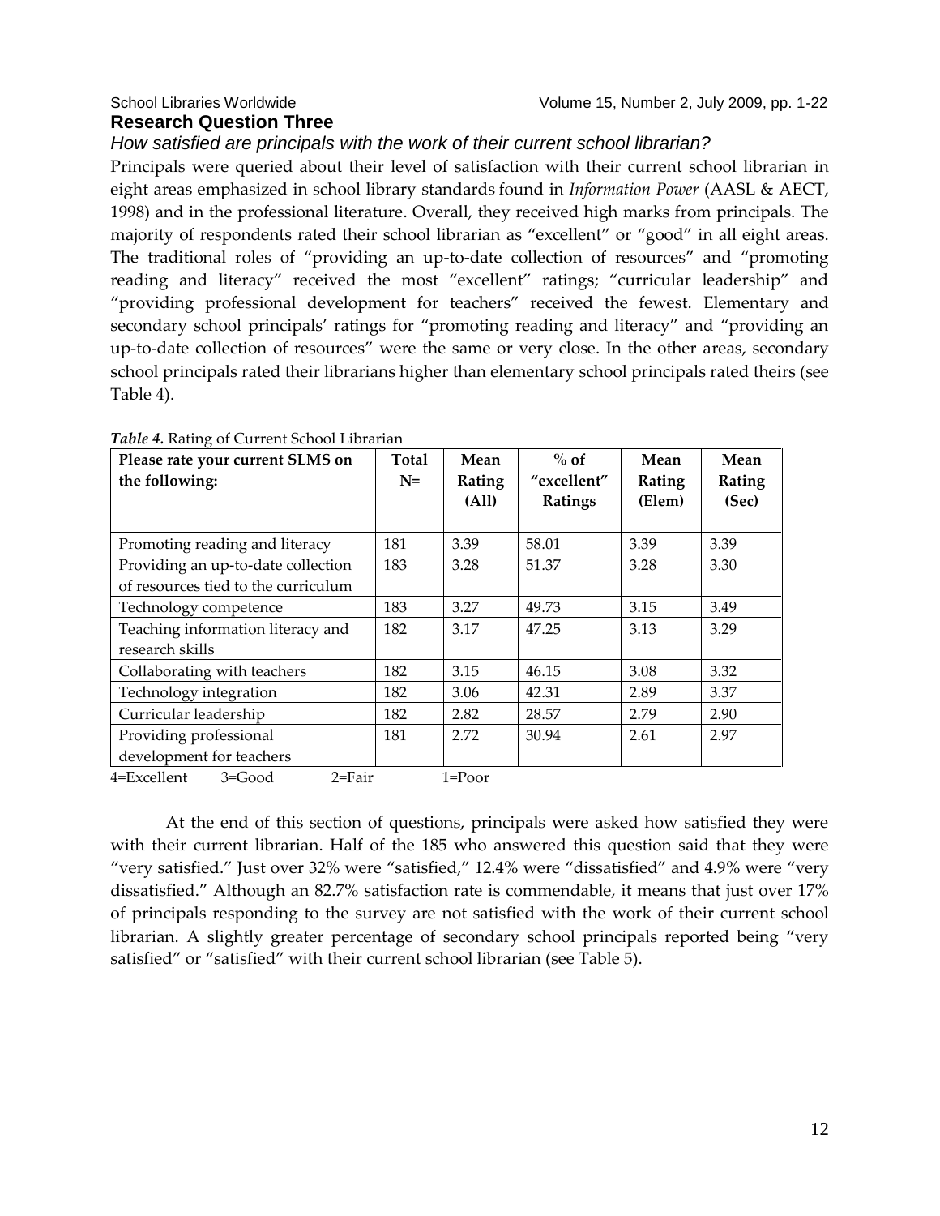## Research Question Three

*How satisfied are principals with the work of their current school librarian?*

Principals were queried about their level of satisfaction with their current school librarian in eight areas emphasized in school library standards found in *Information Power* (AASL & AECT, 1998) and in the professional literature. Overall, they received high marks from principals. The majority of respondents rated their school librarian as "excellent" or "good" in all eight areas. The traditional roles of "providing an up-to-date collection of resources" and "promoting reading and literacy" received the most "excellent" ratings; "curricular leadership" and "providing professional development for teachers" received the fewest. Elementary and secondary school principals' ratings for "promoting reading and literacy" and "providing an up-to-date collection of resources" were the same or very close. In the other areas, secondary school principals rated their librarians higher than elementary school principals rated theirs (see Table 4).

***Table 4.*** Rating of Current School Librarian

| Please rate your current SLMS on the following: | Total N= | Mean Rating (All) | % of "excellent" Ratings | Mean Rating (Elem) | Mean Rating (Sec) |
|---|---|---|---|---|---|
| Promoting reading and literacy | 181 | 3.39 | 58.01 | 3.39 | 3.39 |
| Providing an up-to-date collection of resources tied to the curriculum | 183 | 3.28 | 51.37 | 3.28 | 3.30 |
| Technology competence | 183 | 3.27 | 49.73 | 3.15 | 3.49 |
| Teaching information literacy and research skills | 182 | 3.17 | 47.25 | 3.13 | 3.29 |
| Collaborating with teachers | 182 | 3.15 | 46.15 | 3.08 | 3.32 |
| Technology integration | 182 | 3.06 | 42.31 | 2.89 | 3.37 |
| Curricular leadership | 182 | 2.82 | 28.57 | 2.79 | 2.90 |
| Providing professional development for teachers | 181 | 2.72 | 30.94 | 2.61 | 2.97 |

4=Excellent 3=Good 2=Fair 1=Poor

At the end of this section of questions, principals were asked how satisfied they were with their current librarian. Half of the 185 who answered this question said that they were "very satisfied." Just over 32% were "satisfied," 12.4% were "dissatisfied" and 4.9% were "very dissatisfied." Although an 82.7% satisfaction rate is commendable, it means that just over 17% of principals responding to the survey are not satisfied with the work of their current school librarian. A slightly greater percentage of secondary school principals reported being "very satisfied" or "satisfied" with their current school librarian (see Table 5).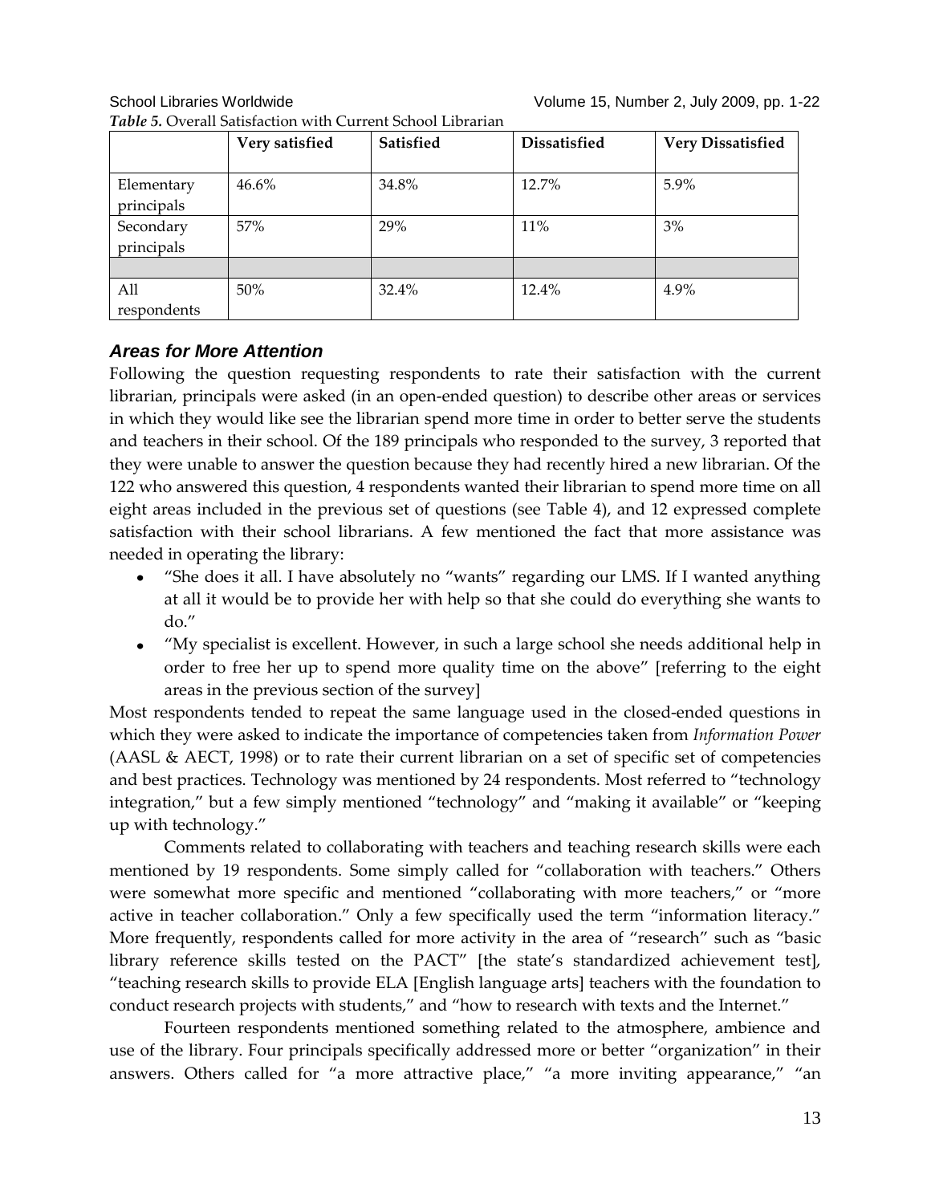*Table 5.* Overall Satisfaction with Current School Librarian

| | Very satisfied | Satisfied | Dissatisfied | Very Dissatisfied |
|---|---|---|---|---|
| Elementary principals | 46.6% | 34.8% | 12.7% | 5.9% |
| Secondary principals | 57% | 29% | 11% | 3% |
| | | | | |
| All respondents | 50% | 32.4% | 12.4% | 4.9% |

### *Areas for More Attention*

Following the question requesting respondents to rate their satisfaction with the current librarian, principals were asked (in an open-ended question) to describe other areas or services in which they would like see the librarian spend more time in order to better serve the students and teachers in their school. Of the 189 principals who responded to the survey, 3 reported that they were unable to answer the question because they had recently hired a new librarian. Of the 122 who answered this question, 4 respondents wanted their librarian to spend more time on all eight areas included in the previous set of questions (see Table 4), and 12 expressed complete satisfaction with their school librarians. A few mentioned the fact that more assistance was needed in operating the library:

- "She does it all. I have absolutely no "wants" regarding our LMS. If I wanted anything at all it would be to provide her with help so that she could do everything she wants to do."
- "My specialist is excellent. However, in such a large school she needs additional help in order to free her up to spend more quality time on the above" [referring to the eight areas in the previous section of the survey]

Most respondents tended to repeat the same language used in the closed-ended questions in which they were asked to indicate the importance of competencies taken from *Information Power* (AASL & AECT, 1998) or to rate their current librarian on a set of specific set of competencies and best practices. Technology was mentioned by 24 respondents. Most referred to "technology integration," but a few simply mentioned "technology" and "making it available" or "keeping up with technology."

Comments related to collaborating with teachers and teaching research skills were each mentioned by 19 respondents. Some simply called for "collaboration with teachers." Others were somewhat more specific and mentioned "collaborating with more teachers," or "more active in teacher collaboration." Only a few specifically used the term "information literacy." More frequently, respondents called for more activity in the area of "research" such as "basic library reference skills tested on the PACT" [the state's standardized achievement test], "teaching research skills to provide ELA [English language arts] teachers with the foundation to conduct research projects with students," and "how to research with texts and the Internet."

Fourteen respondents mentioned something related to the atmosphere, ambience and use of the library. Four principals specifically addressed more or better "organization" in their answers. Others called for "a more attractive place," "a more inviting appearance," "an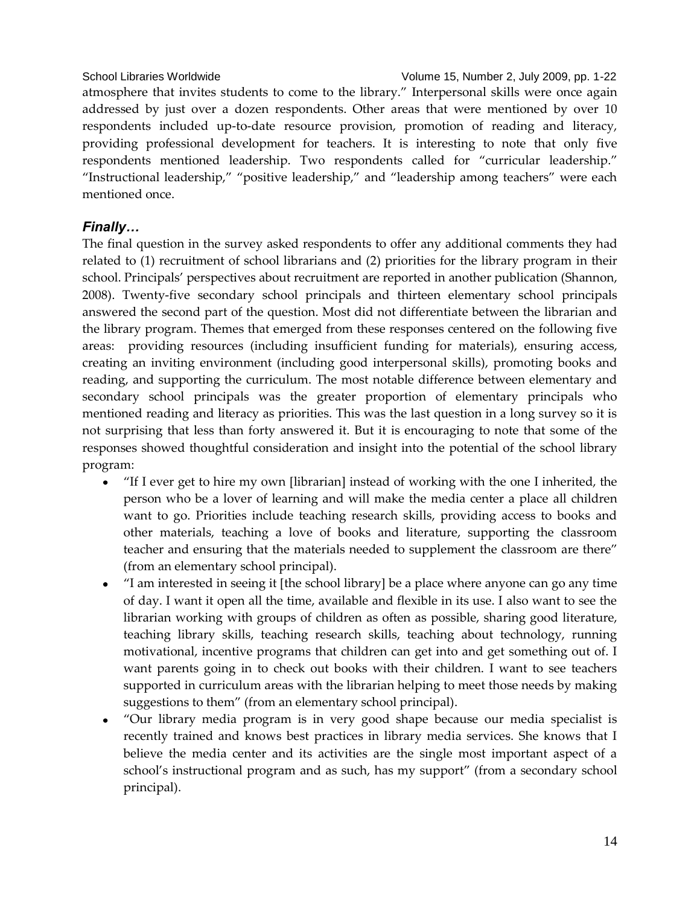atmosphere that invites students to come to the library." Interpersonal skills were once again addressed by just over a dozen respondents. Other areas that were mentioned by over 10 respondents included up-to-date resource provision, promotion of reading and literacy, providing professional development for teachers. It is interesting to note that only five respondents mentioned leadership. Two respondents called for "curricular leadership." "Instructional leadership," "positive leadership," and "leadership among teachers" were each mentioned once.

### *Finally…*

The final question in the survey asked respondents to offer any additional comments they had related to (1) recruitment of school librarians and (2) priorities for the library program in their school. Principals' perspectives about recruitment are reported in another publication (Shannon, 2008). Twenty-five secondary school principals and thirteen elementary school principals answered the second part of the question. Most did not differentiate between the librarian and the library program. Themes that emerged from these responses centered on the following five areas: providing resources (including insufficient funding for materials), ensuring access, creating an inviting environment (including good interpersonal skills), promoting books and reading, and supporting the curriculum. The most notable difference between elementary and secondary school principals was the greater proportion of elementary principals who mentioned reading and literacy as priorities. This was the last question in a long survey so it is not surprising that less than forty answered it. But it is encouraging to note that some of the responses showed thoughtful consideration and insight into the potential of the school library program:

- "If I ever get to hire my own [librarian] instead of working with the one I inherited, the person who be a lover of learning and will make the media center a place all children want to go. Priorities include teaching research skills, providing access to books and other materials, teaching a love of books and literature, supporting the classroom teacher and ensuring that the materials needed to supplement the classroom are there" (from an elementary school principal).
- "I am interested in seeing it [the school library] be a place where anyone can go any time of day. I want it open all the time, available and flexible in its use. I also want to see the librarian working with groups of children as often as possible, sharing good literature, teaching library skills, teaching research skills, teaching about technology, running motivational, incentive programs that children can get into and get something out of. I want parents going in to check out books with their children. I want to see teachers supported in curriculum areas with the librarian helping to meet those needs by making suggestions to them" (from an elementary school principal).
- "Our library media program is in very good shape because our media specialist is recently trained and knows best practices in library media services. She knows that I believe the media center and its activities are the single most important aspect of a school's instructional program and as such, has my support" (from a secondary school principal).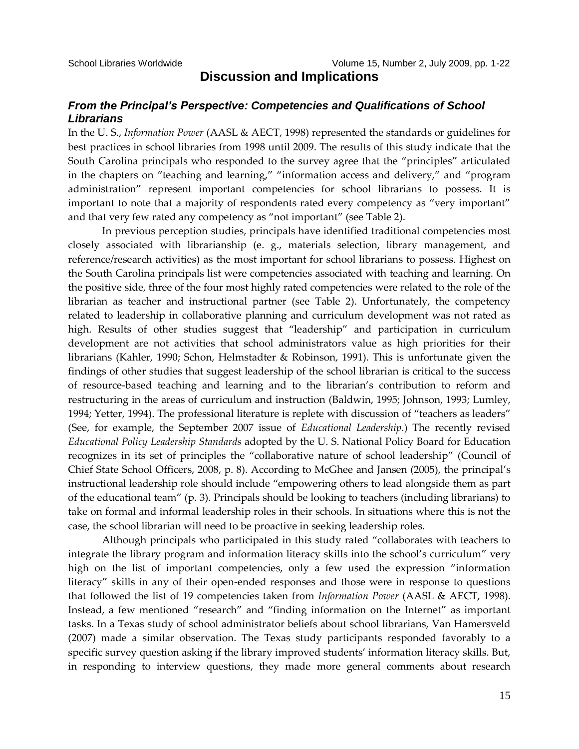## Discussion and Implications

### *From the Principal's Perspective: Competencies and Qualifications of School Librarians*

In the U. S., *Information Power* (AASL & AECT, 1998) represented the standards or guidelines for best practices in school libraries from 1998 until 2009. The results of this study indicate that the South Carolina principals who responded to the survey agree that the "principles" articulated in the chapters on "teaching and learning," "information access and delivery," and "program administration" represent important competencies for school librarians to possess. It is important to note that a majority of respondents rated every competency as "very important" and that very few rated any competency as "not important" (see Table 2).

In previous perception studies, principals have identified traditional competencies most closely associated with librarianship (e. g., materials selection, library management, and reference/research activities) as the most important for school librarians to possess. Highest on the South Carolina principals list were competencies associated with teaching and learning. On the positive side, three of the four most highly rated competencies were related to the role of the librarian as teacher and instructional partner (see Table 2). Unfortunately, the competency related to leadership in collaborative planning and curriculum development was not rated as high. Results of other studies suggest that "leadership" and participation in curriculum development are not activities that school administrators value as high priorities for their librarians (Kahler, 1990; Schon, Helmstadter & Robinson, 1991). This is unfortunate given the findings of other studies that suggest leadership of the school librarian is critical to the success of resource-based teaching and learning and to the librarian's contribution to reform and restructuring in the areas of curriculum and instruction (Baldwin, 1995; Johnson, 1993; Lumley, 1994; Yetter, 1994). The professional literature is replete with discussion of "teachers as leaders" (See, for example, the September 2007 issue of *Educational Leadership*.) The recently revised *Educational Policy Leadership Standards* adopted by the U. S. National Policy Board for Education recognizes in its set of principles the "collaborative nature of school leadership" (Council of Chief State School Officers, 2008, p. 8). According to McGhee and Jansen (2005), the principal's instructional leadership role should include "empowering others to lead alongside them as part of the educational team" (p. 3). Principals should be looking to teachers (including librarians) to take on formal and informal leadership roles in their schools. In situations where this is not the case, the school librarian will need to be proactive in seeking leadership roles.

Although principals who participated in this study rated "collaborates with teachers to integrate the library program and information literacy skills into the school's curriculum" very high on the list of important competencies, only a few used the expression "information literacy" skills in any of their open-ended responses and those were in response to questions that followed the list of 19 competencies taken from *Information Power* (AASL & AECT, 1998). Instead, a few mentioned "research" and "finding information on the Internet" as important tasks. In a Texas study of school administrator beliefs about school librarians, Van Hamersveld (2007) made a similar observation. The Texas study participants responded favorably to a specific survey question asking if the library improved students' information literacy skills. But, in responding to interview questions, they made more general comments about research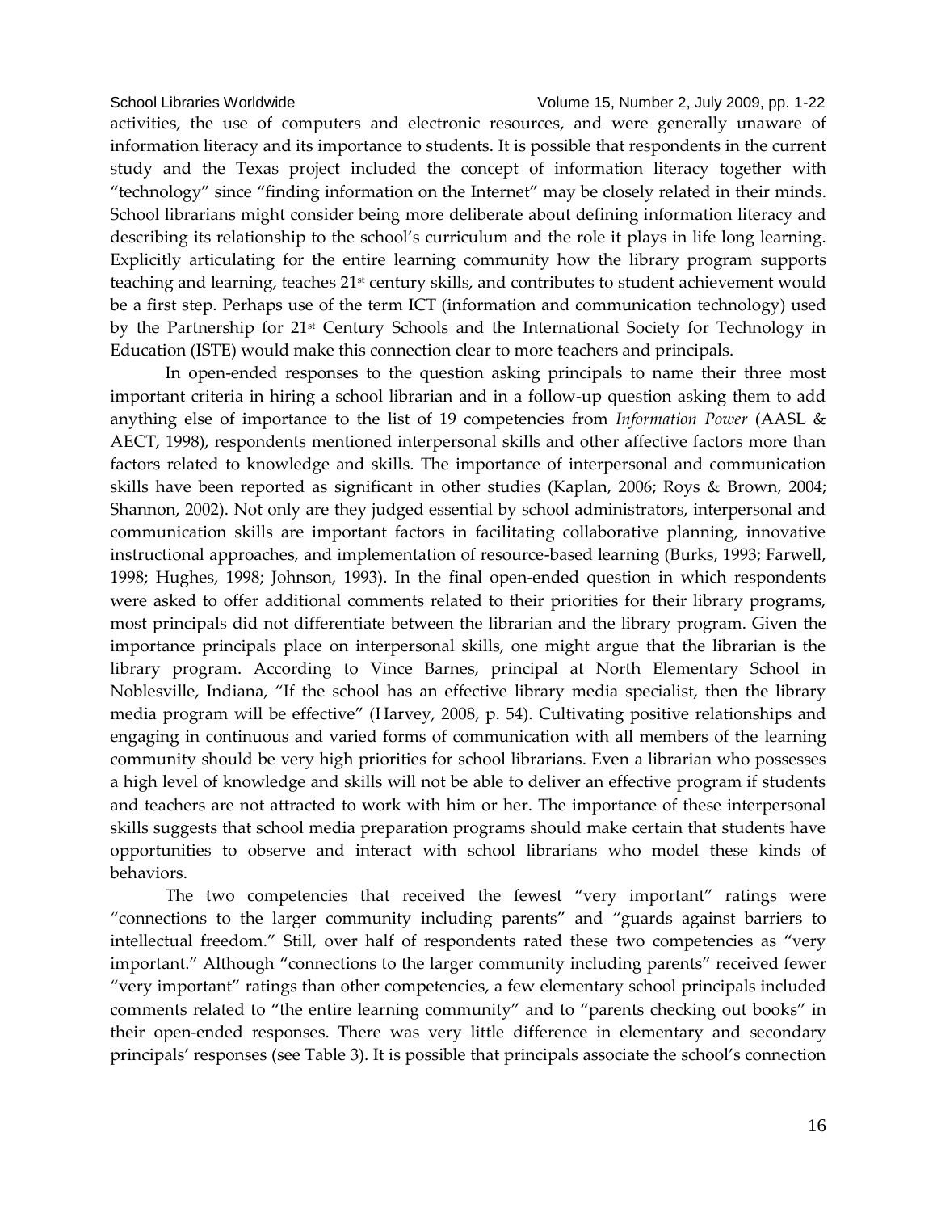activities, the use of computers and electronic resources, and were generally unaware of information literacy and its importance to students. It is possible that respondents in the current study and the Texas project included the concept of information literacy together with "technology" since "finding information on the Internet" may be closely related in their minds. School librarians might consider being more deliberate about defining information literacy and describing its relationship to the school's curriculum and the role it plays in life long learning. Explicitly articulating for the entire learning community how the library program supports teaching and learning, teaches 21st century skills, and contributes to student achievement would be a first step. Perhaps use of the term ICT (information and communication technology) used by the Partnership for 21st Century Schools and the International Society for Technology in Education (ISTE) would make this connection clear to more teachers and principals.

In open-ended responses to the question asking principals to name their three most important criteria in hiring a school librarian and in a follow-up question asking them to add anything else of importance to the list of 19 competencies from *Information Power* (AASL & AECT, 1998), respondents mentioned interpersonal skills and other affective factors more than factors related to knowledge and skills. The importance of interpersonal and communication skills have been reported as significant in other studies (Kaplan, 2006; Roys & Brown, 2004; Shannon, 2002). Not only are they judged essential by school administrators, interpersonal and communication skills are important factors in facilitating collaborative planning, innovative instructional approaches, and implementation of resource-based learning (Burks, 1993; Farwell, 1998; Hughes, 1998; Johnson, 1993). In the final open-ended question in which respondents were asked to offer additional comments related to their priorities for their library programs, most principals did not differentiate between the librarian and the library program. Given the importance principals place on interpersonal skills, one might argue that the librarian is the library program. According to Vince Barnes, principal at North Elementary School in Noblesville, Indiana, "If the school has an effective library media specialist, then the library media program will be effective" (Harvey, 2008, p. 54). Cultivating positive relationships and engaging in continuous and varied forms of communication with all members of the learning community should be very high priorities for school librarians. Even a librarian who possesses a high level of knowledge and skills will not be able to deliver an effective program if students and teachers are not attracted to work with him or her. The importance of these interpersonal skills suggests that school media preparation programs should make certain that students have opportunities to observe and interact with school librarians who model these kinds of behaviors.

The two competencies that received the fewest "very important" ratings were "connections to the larger community including parents" and "guards against barriers to intellectual freedom." Still, over half of respondents rated these two competencies as "very important." Although "connections to the larger community including parents" received fewer "very important" ratings than other competencies, a few elementary school principals included comments related to "the entire learning community" and to "parents checking out books" in their open-ended responses. There was very little difference in elementary and secondary principals' responses (see Table 3). It is possible that principals associate the school's connection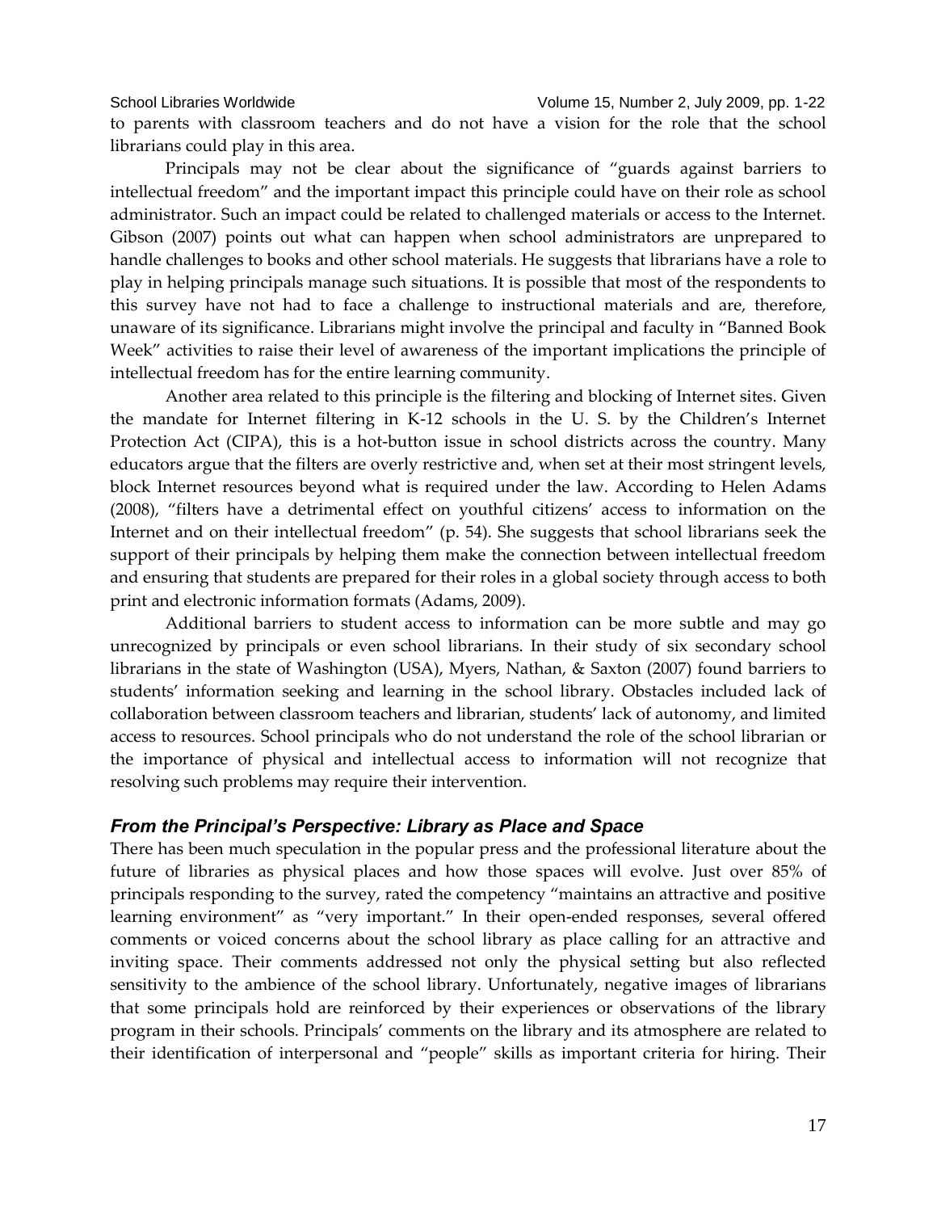to parents with classroom teachers and do not have a vision for the role that the school librarians could play in this area.

Principals may not be clear about the significance of "guards against barriers to intellectual freedom" and the important impact this principle could have on their role as school administrator. Such an impact could be related to challenged materials or access to the Internet. Gibson (2007) points out what can happen when school administrators are unprepared to handle challenges to books and other school materials. He suggests that librarians have a role to play in helping principals manage such situations. It is possible that most of the respondents to this survey have not had to face a challenge to instructional materials and are, therefore, unaware of its significance. Librarians might involve the principal and faculty in "Banned Book Week" activities to raise their level of awareness of the important implications the principle of intellectual freedom has for the entire learning community.

Another area related to this principle is the filtering and blocking of Internet sites. Given the mandate for Internet filtering in K-12 schools in the U. S. by the Children's Internet Protection Act (CIPA), this is a hot-button issue in school districts across the country. Many educators argue that the filters are overly restrictive and, when set at their most stringent levels, block Internet resources beyond what is required under the law. According to Helen Adams (2008), "filters have a detrimental effect on youthful citizens' access to information on the Internet and on their intellectual freedom" (p. 54). She suggests that school librarians seek the support of their principals by helping them make the connection between intellectual freedom and ensuring that students are prepared for their roles in a global society through access to both print and electronic information formats (Adams, 2009).

Additional barriers to student access to information can be more subtle and may go unrecognized by principals or even school librarians. In their study of six secondary school librarians in the state of Washington (USA), Myers, Nathan, & Saxton (2007) found barriers to students' information seeking and learning in the school library. Obstacles included lack of collaboration between classroom teachers and librarian, students' lack of autonomy, and limited access to resources. School principals who do not understand the role of the school librarian or the importance of physical and intellectual access to information will not recognize that resolving such problems may require their intervention.

### *From the Principal's Perspective: Library as Place and Space*

There has been much speculation in the popular press and the professional literature about the future of libraries as physical places and how those spaces will evolve. Just over 85% of principals responding to the survey, rated the competency "maintains an attractive and positive learning environment" as "very important." In their open-ended responses, several offered comments or voiced concerns about the school library as place calling for an attractive and inviting space. Their comments addressed not only the physical setting but also reflected sensitivity to the ambience of the school library. Unfortunately, negative images of librarians that some principals hold are reinforced by their experiences or observations of the library program in their schools. Principals' comments on the library and its atmosphere are related to their identification of interpersonal and "people" skills as important criteria for hiring. Their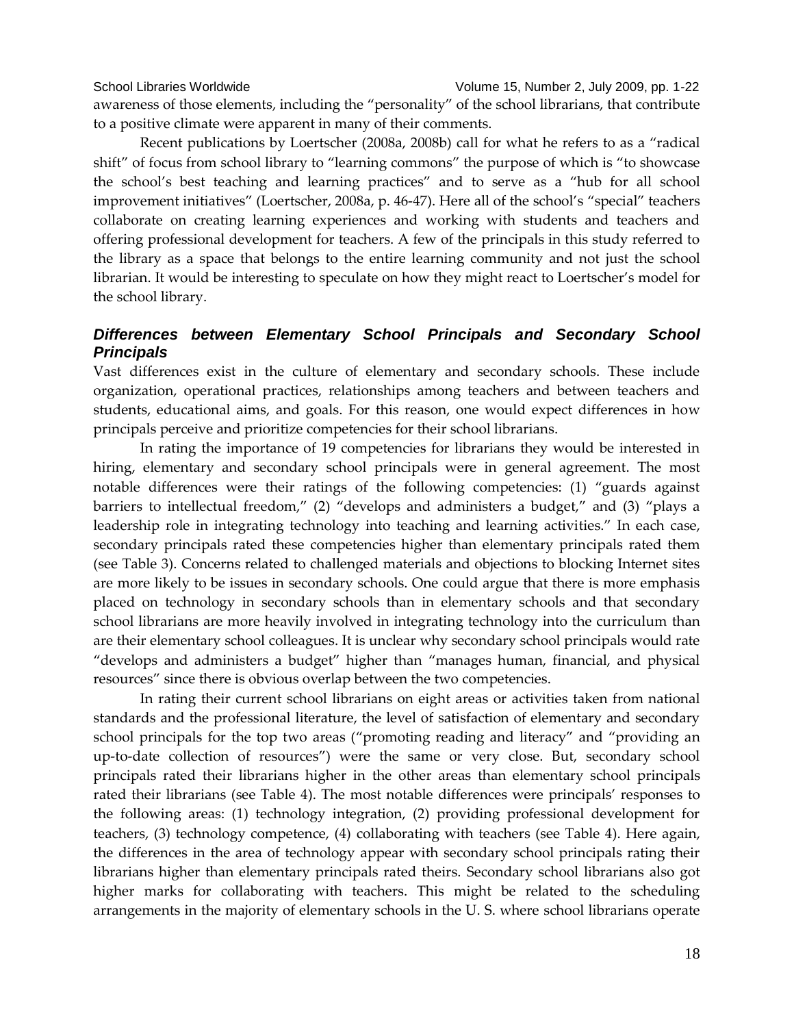awareness of those elements, including the "personality" of the school librarians, that contribute to a positive climate were apparent in many of their comments.

Recent publications by Loertscher (2008a, 2008b) call for what he refers to as a "radical shift" of focus from school library to "learning commons" the purpose of which is "to showcase the school's best teaching and learning practices" and to serve as a "hub for all school improvement initiatives" (Loertscher, 2008a, p. 46-47). Here all of the school's "special" teachers collaborate on creating learning experiences and working with students and teachers and offering professional development for teachers. A few of the principals in this study referred to the library as a space that belongs to the entire learning community and not just the school librarian. It would be interesting to speculate on how they might react to Loertscher's model for the school library.

### *Differences between Elementary School Principals and Secondary School Principals*

Vast differences exist in the culture of elementary and secondary schools. These include organization, operational practices, relationships among teachers and between teachers and students, educational aims, and goals. For this reason, one would expect differences in how principals perceive and prioritize competencies for their school librarians.

In rating the importance of 19 competencies for librarians they would be interested in hiring, elementary and secondary school principals were in general agreement. The most notable differences were their ratings of the following competencies: (1) "guards against barriers to intellectual freedom," (2) "develops and administers a budget," and (3) "plays a leadership role in integrating technology into teaching and learning activities." In each case, secondary principals rated these competencies higher than elementary principals rated them (see Table 3). Concerns related to challenged materials and objections to blocking Internet sites are more likely to be issues in secondary schools. One could argue that there is more emphasis placed on technology in secondary schools than in elementary schools and that secondary school librarians are more heavily involved in integrating technology into the curriculum than are their elementary school colleagues. It is unclear why secondary school principals would rate "develops and administers a budget" higher than "manages human, financial, and physical resources" since there is obvious overlap between the two competencies.

In rating their current school librarians on eight areas or activities taken from national standards and the professional literature, the level of satisfaction of elementary and secondary school principals for the top two areas ("promoting reading and literacy" and "providing an up-to-date collection of resources") were the same or very close. But, secondary school principals rated their librarians higher in the other areas than elementary school principals rated their librarians (see Table 4). The most notable differences were principals' responses to the following areas: (1) technology integration, (2) providing professional development for teachers, (3) technology competence, (4) collaborating with teachers (see Table 4). Here again, the differences in the area of technology appear with secondary school principals rating their librarians higher than elementary principals rated theirs. Secondary school librarians also got higher marks for collaborating with teachers. This might be related to the scheduling arrangements in the majority of elementary schools in the U. S. where school librarians operate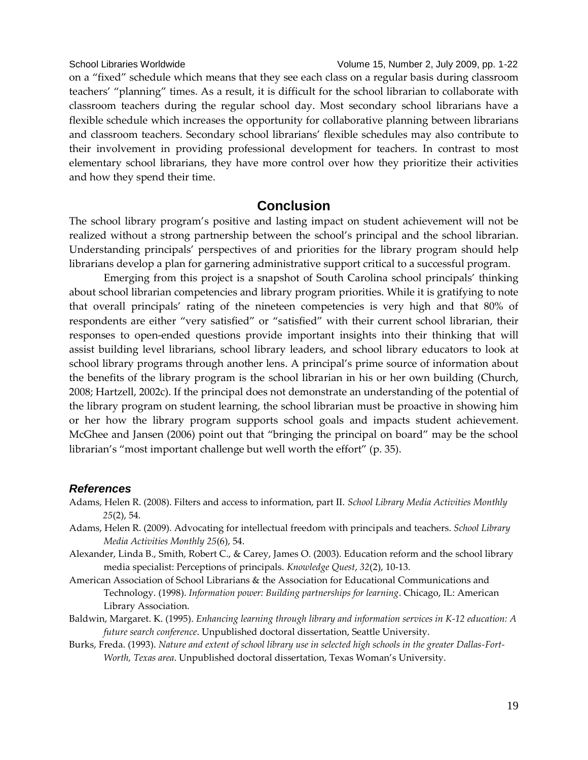on a "fixed" schedule which means that they see each class on a regular basis during classroom teachers' "planning" times. As a result, it is difficult for the school librarian to collaborate with classroom teachers during the regular school day. Most secondary school librarians have a flexible schedule which increases the opportunity for collaborative planning between librarians and classroom teachers. Secondary school librarians' flexible schedules may also contribute to their involvement in providing professional development for teachers. In contrast to most elementary school librarians, they have more control over how they prioritize their activities and how they spend their time.

## Conclusion

The school library program's positive and lasting impact on student achievement will not be realized without a strong partnership between the school's principal and the school librarian. Understanding principals' perspectives of and priorities for the library program should help librarians develop a plan for garnering administrative support critical to a successful program.

Emerging from this project is a snapshot of South Carolina school principals' thinking about school librarian competencies and library program priorities. While it is gratifying to note that overall principals' rating of the nineteen competencies is very high and that 80% of respondents are either "very satisfied" or "satisfied" with their current school librarian, their responses to open-ended questions provide important insights into their thinking that will assist building level librarians, school library leaders, and school library educators to look at school library programs through another lens. A principal's prime source of information about the benefits of the library program is the school librarian in his or her own building (Church, 2008; Hartzell, 2002c). If the principal does not demonstrate an understanding of the potential of the library program on student learning, the school librarian must be proactive in showing him or her how the library program supports school goals and impacts student achievement. McGhee and Jansen (2006) point out that "bringing the principal on board" may be the school librarian's "most important challenge but well worth the effort" (p. 35).

### *References*

Adams, Helen R. (2008). Filters and access to information, part II. *School Library Media Activities Monthly 25*(2), 54.

Adams, Helen R. (2009). Advocating for intellectual freedom with principals and teachers. *School Library Media Activities Monthly 25*(6), 54.

Alexander, Linda B., Smith, Robert C., & Carey, James O. (2003). Education reform and the school library media specialist: Perceptions of principals. *Knowledge Quest*, *32*(2), 10-13.

American Association of School Librarians & the Association for Educational Communications and Technology. (1998). *Information power: Building partnerships for learning*. Chicago, IL: American Library Association.

Baldwin, Margaret. K. (1995). *Enhancing learning through library and information services in K-12 education: A future search conference*. Unpublished doctoral dissertation, Seattle University.

Burks, Freda. (1993). *Nature and extent of school library use in selected high schools in the greater Dallas-Fort-Worth, Texas area*. Unpublished doctoral dissertation, Texas Woman's University.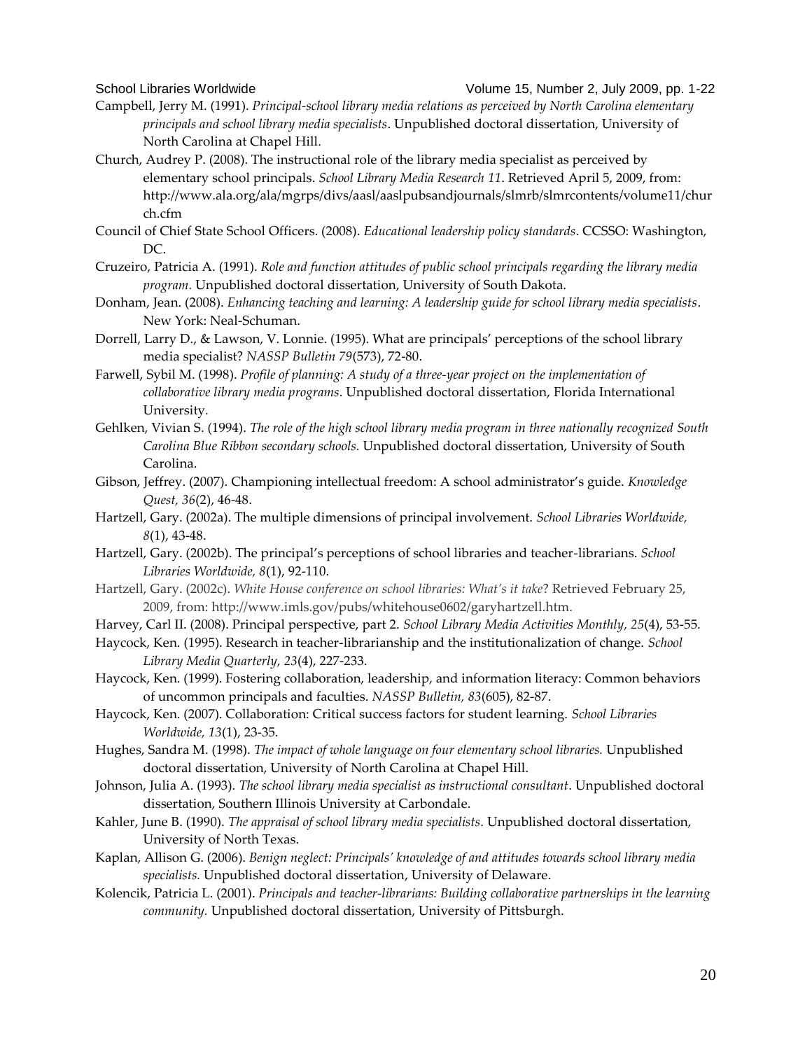Campbell, Jerry M. (1991). *Principal-school library media relations as perceived by North Carolina elementary principals and school library media specialists*. Unpublished doctoral dissertation, University of North Carolina at Chapel Hill.

Church, Audrey P. (2008). The instructional role of the library media specialist as perceived by elementary school principals. *School Library Media Research 11*. Retrieved April 5, 2009, from: http://www.ala.org/ala/mgrps/divs/aasl/aaslpubsandjournals/slmrb/slmrcontents/volume11/church.cfm

Council of Chief State School Officers. (2008). *Educational leadership policy standards*. CCSSO: Washington, DC.

Cruzeiro, Patricia A. (1991). *Role and function attitudes of public school principals regarding the library media program.* Unpublished doctoral dissertation, University of South Dakota.

Donham, Jean. (2008). *Enhancing teaching and learning: A leadership guide for school library media specialists*. New York: Neal-Schuman.

Dorrell, Larry D., & Lawson, V. Lonnie. (1995). What are principals' perceptions of the school library media specialist? *NASSP Bulletin 79*(573), 72-80.

Farwell, Sybil M. (1998). *Profile of planning: A study of a three-year project on the implementation of collaborative library media programs*. Unpublished doctoral dissertation, Florida International University.

Gehlken, Vivian S. (1994). *The role of the high school library media program in three nationally recognized South Carolina Blue Ribbon secondary schools*. Unpublished doctoral dissertation, University of South Carolina.

Gibson, Jeffrey. (2007). Championing intellectual freedom: A school administrator's guide. *Knowledge Quest, 36*(2), 46-48.

Hartzell, Gary. (2002a). The multiple dimensions of principal involvement. *School Libraries Worldwide, 8*(1), 43-48.

Hartzell, Gary. (2002b). The principal's perceptions of school libraries and teacher-librarians. *School Libraries Worldwide, 8*(1), 92-110.

Hartzell, Gary. (2002c). *White House conference on school libraries: What's it take*? Retrieved February 25, 2009, from: http://www.imls.gov/pubs/whitehouse0602/garyhartzell.htm.

Harvey, Carl II. (2008). Principal perspective, part 2. *School Library Media Activities Monthly, 25*(4), 53-55.

Haycock, Ken. (1995). Research in teacher-librarianship and the institutionalization of change. *School Library Media Quarterly, 23*(4), 227-233.

Haycock, Ken. (1999). Fostering collaboration, leadership, and information literacy: Common behaviors of uncommon principals and faculties. *NASSP Bulletin, 83*(605), 82-87.

Haycock, Ken. (2007). Collaboration: Critical success factors for student learning. *School Libraries Worldwide, 13*(1), 23-35.

Hughes, Sandra M. (1998). *The impact of whole language on four elementary school libraries.* Unpublished doctoral dissertation, University of North Carolina at Chapel Hill.

Johnson, Julia A. (1993). *The school library media specialist as instructional consultant*. Unpublished doctoral dissertation, Southern Illinois University at Carbondale.

Kahler, June B. (1990). *The appraisal of school library media specialists*. Unpublished doctoral dissertation, University of North Texas.

Kaplan, Allison G. (2006). *Benign neglect: Principals' knowledge of and attitudes towards school library media specialists.* Unpublished doctoral dissertation, University of Delaware.

Kolencik, Patricia L. (2001). *Principals and teacher-librarians: Building collaborative partnerships in the learning community.* Unpublished doctoral dissertation, University of Pittsburgh.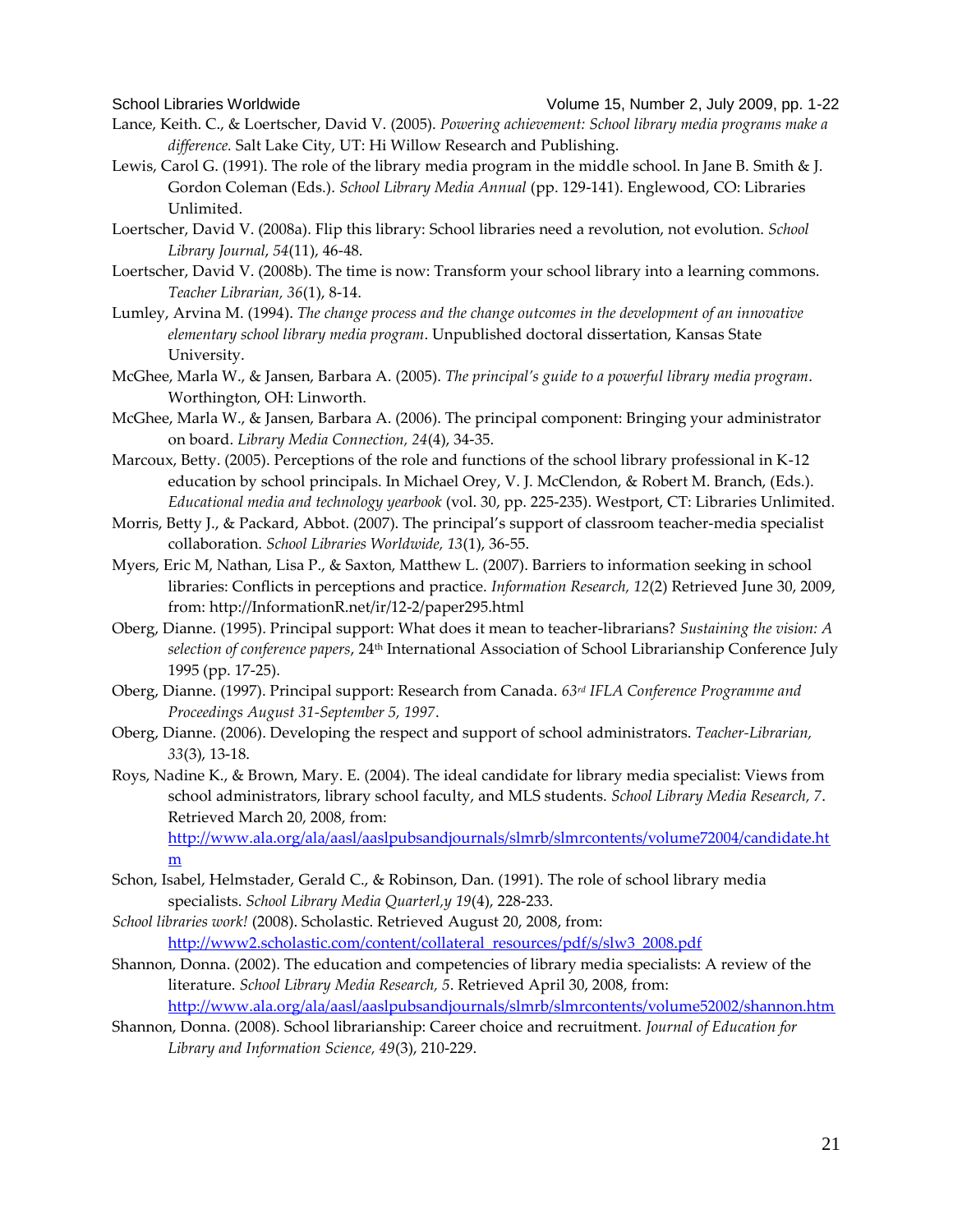Lance, Keith. C., & Loertscher, David V. (2005). *Powering achievement: School library media programs make a difference.* Salt Lake City, UT: Hi Willow Research and Publishing.

Lewis, Carol G. (1991). The role of the library media program in the middle school. In Jane B. Smith & J. Gordon Coleman (Eds.). *School Library Media Annual* (pp. 129-141). Englewood, CO: Libraries Unlimited.

Loertscher, David V. (2008a). Flip this library: School libraries need a revolution, not evolution. *School Library Journal*, *54*(11), 46-48.

Loertscher, David V. (2008b). The time is now: Transform your school library into a learning commons. *Teacher Librarian, 36*(1), 8-14.

Lumley, Arvina M. (1994). *The change process and the change outcomes in the development of an innovative elementary school library media program*. Unpublished doctoral dissertation, Kansas State University.

McGhee, Marla W., & Jansen, Barbara A. (2005). *The principal's guide to a powerful library media program*. Worthington, OH: Linworth.

McGhee, Marla W., & Jansen, Barbara A. (2006). The principal component: Bringing your administrator on board. *Library Media Connection, 24*(4), 34-35.

Marcoux, Betty. (2005). Perceptions of the role and functions of the school library professional in K-12 education by school principals. In Michael Orey, V. J. McClendon, & Robert M. Branch, (Eds.). *Educational media and technology yearbook* (vol. 30, pp. 225-235). Westport, CT: Libraries Unlimited.

Morris, Betty J., & Packard, Abbot. (2007). The principal's support of classroom teacher-media specialist collaboration. *School Libraries Worldwide, 13*(1), 36-55.

Myers, Eric M, Nathan, Lisa P., & Saxton, Matthew L. (2007). Barriers to information seeking in school libraries: Conflicts in perceptions and practice. *Information Research, 12*(2) Retrieved June 30, 2009, from: http://InformationR.net/ir/12-2/paper295.html

Oberg, Dianne. (1995). Principal support: What does it mean to teacher-librarians? *Sustaining the vision: A selection of conference papers*, 24th International Association of School Librarianship Conference July 1995 (pp. 17-25).

Oberg, Dianne. (1997). Principal support: Research from Canada. *63rd IFLA Conference Programme and Proceedings August 31-September 5, 1997*.

Oberg, Dianne. (2006). Developing the respect and support of school administrators. *Teacher-Librarian, 33*(3), 13-18.

Roys, Nadine K., & Brown, Mary. E. (2004). The ideal candidate for library media specialist: Views from school administrators, library school faculty, and MLS students. *School Library Media Research, 7*. Retrieved March 20, 2008, from: http://www.ala.org/ala/aasl/aaslpubsandjournals/slmrb/slmrcontents/volume72004/candidate.htm

Schon, Isabel, Helmstader, Gerald C., & Robinson, Dan. (1991). The role of school library media specialists. *School Library Media Quarterl,y 19*(4), 228-233.

*School libraries work!* (2008). Scholastic. Retrieved August 20, 2008, from: http://www2.scholastic.com/content/collateral_resources/pdf/s/slw3_2008.pdf

Shannon, Donna. (2002). The education and competencies of library media specialists: A review of the literature. *School Library Media Research, 5*. Retrieved April 30, 2008, from: http://www.ala.org/ala/aasl/aaslpubsandjournals/slmrb/slmrcontents/volume52002/shannon.htm

Shannon, Donna. (2008). School librarianship: Career choice and recruitment. *Journal of Education for Library and Information Science, 49*(3), 210-229.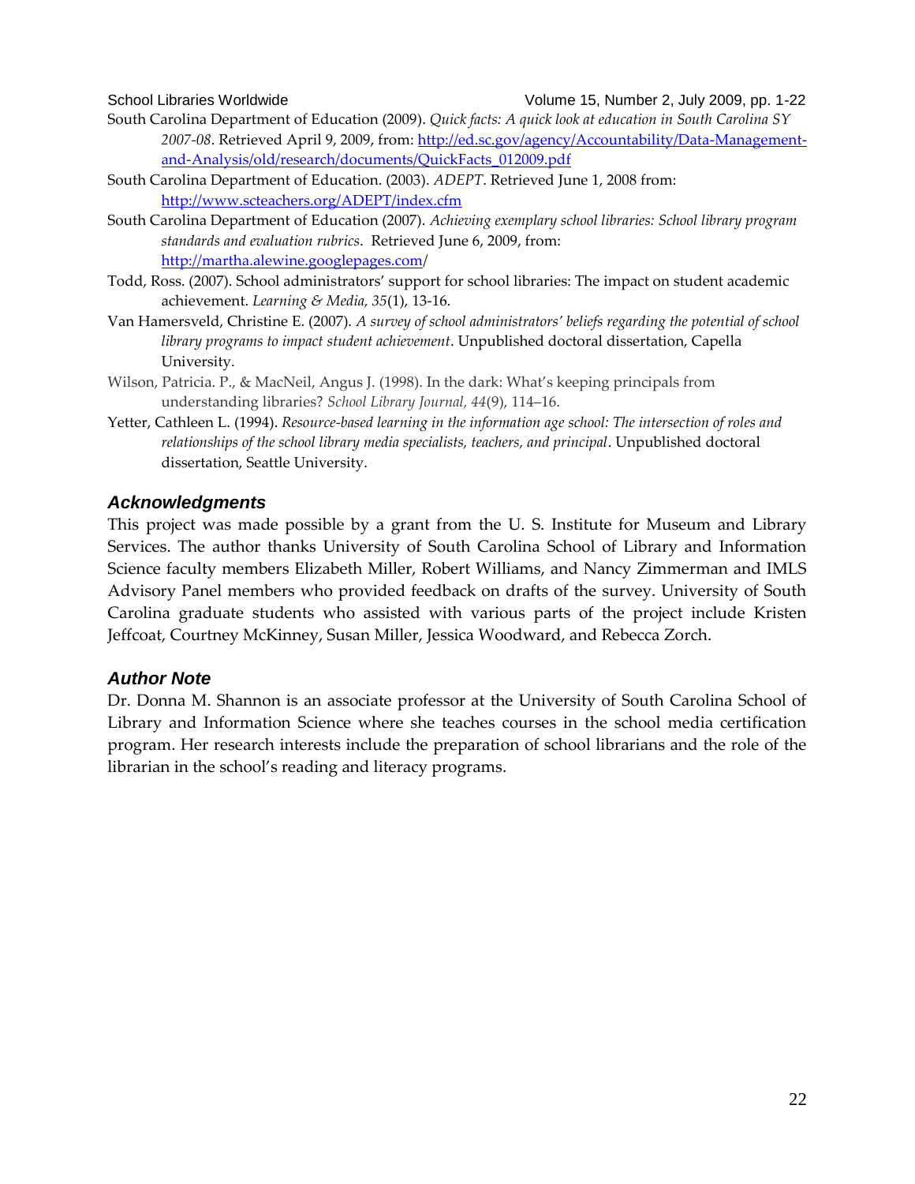South Carolina Department of Education (2009). *Quick facts: A quick look at education in South Carolina SY 2007-08*. Retrieved April 9, 2009, from: http://ed.sc.gov/agency/Accountability/Data-Management-and-Analysis/old/research/documents/QuickFacts_012009.pdf

South Carolina Department of Education. (2003). *ADEPT*. Retrieved June 1, 2008 from: http://www.scteachers.org/ADEPT/index.cfm

South Carolina Department of Education (2007). *Achieving exemplary school libraries: School library program standards and evaluation rubrics*. Retrieved June 6, 2009, from: http://martha.alewine.googlepages.com/

Todd, Ross. (2007). School administrators' support for school libraries: The impact on student academic achievement. *Learning & Media, 35*(1), 13-16.

Van Hamersveld, Christine E. (2007). *A survey of school administrators' beliefs regarding the potential of school library programs to impact student achievement*. Unpublished doctoral dissertation, Capella University.

Wilson, Patricia. P., & MacNeil, Angus J. (1998). In the dark: What's keeping principals from understanding libraries? *School Library Journal, 44*(9), 114–16.

Yetter, Cathleen L. (1994). *Resource-based learning in the information age school: The intersection of roles and relationships of the school library media specialists, teachers, and principal*. Unpublished doctoral dissertation, Seattle University.

## *Acknowledgments*

This project was made possible by a grant from the U. S. Institute for Museum and Library Services. The author thanks University of South Carolina School of Library and Information Science faculty members Elizabeth Miller, Robert Williams, and Nancy Zimmerman and IMLS Advisory Panel members who provided feedback on drafts of the survey. University of South Carolina graduate students who assisted with various parts of the project include Kristen Jeffcoat, Courtney McKinney, Susan Miller, Jessica Woodward, and Rebecca Zorch.

## *Author Note*

Dr. Donna M. Shannon is an associate professor at the University of South Carolina School of Library and Information Science where she teaches courses in the school media certification program. Her research interests include the preparation of school librarians and the role of the librarian in the school's reading and literacy programs.